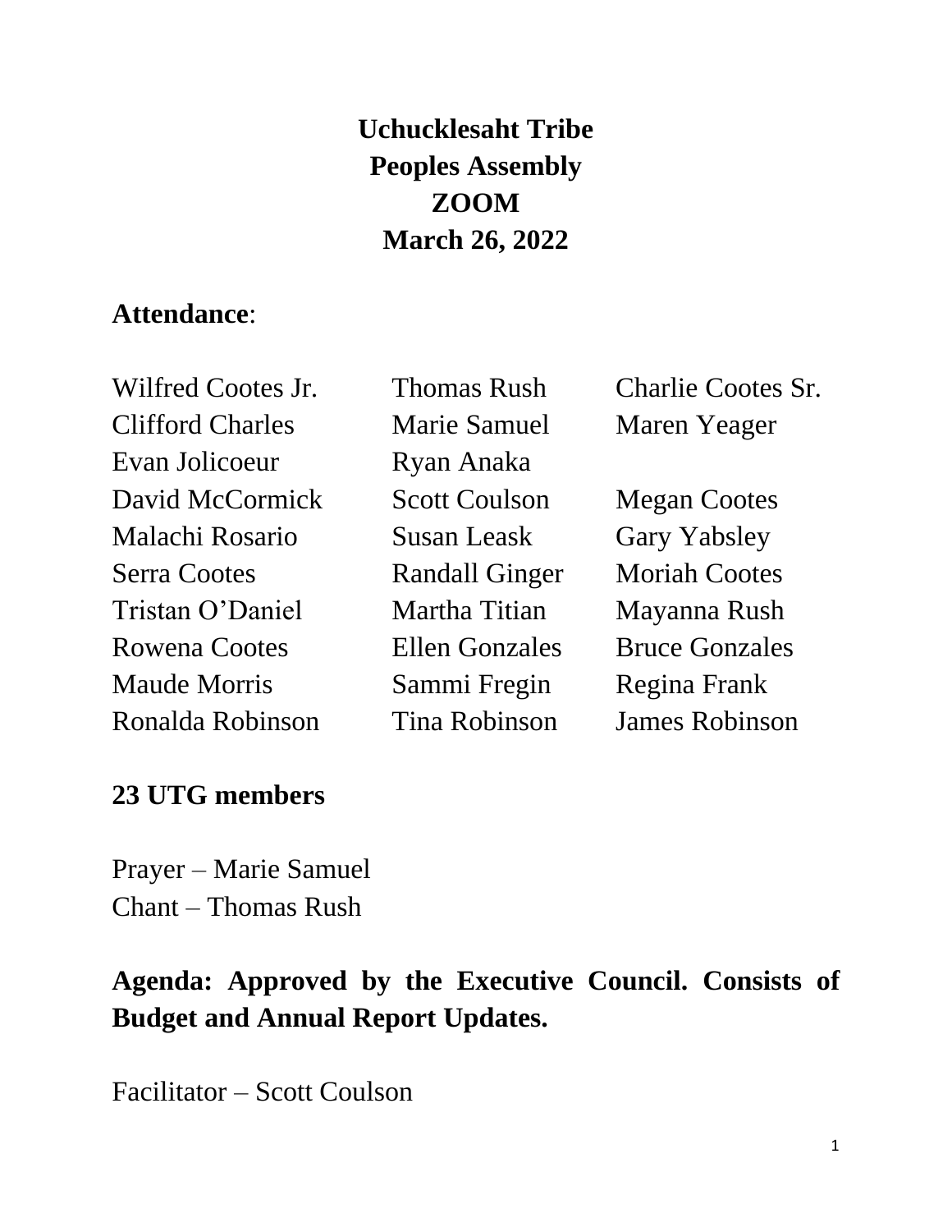# Uchucklesaht Tribe
# Peoples Assembly
# ZOOM
# March 26, 2022

## Attendance:

| | | |
|---|---|---|
| Wilfred Cootes Jr. | Thomas Rush | Charlie Cootes Sr. |
| Clifford Charles | Marie Samuel | Maren Yeager |
| Evan Jolicoeur | Ryan Anaka | |
| David McCormick | Scott Coulson | Megan Cootes |
| Malachi Rosario | Susan Leask | Gary Yabsley |
| Serra Cootes | Randall Ginger | Moriah Cootes |
| Tristan O'Daniel | Martha Titian | Mayanna Rush |
| Rowena Cootes | Ellen Gonzales | Bruce Gonzales |
| Maude Morris | Sammi Fregin | Regina Frank |
| Ronalda Robinson | Tina Robinson | James Robinson |

**23 UTG members**

Prayer – Marie Samuel
Chant – Thomas Rush

## Agenda: Approved by the Executive Council. Consists of Budget and Annual Report Updates.

Facilitator – Scott Coulson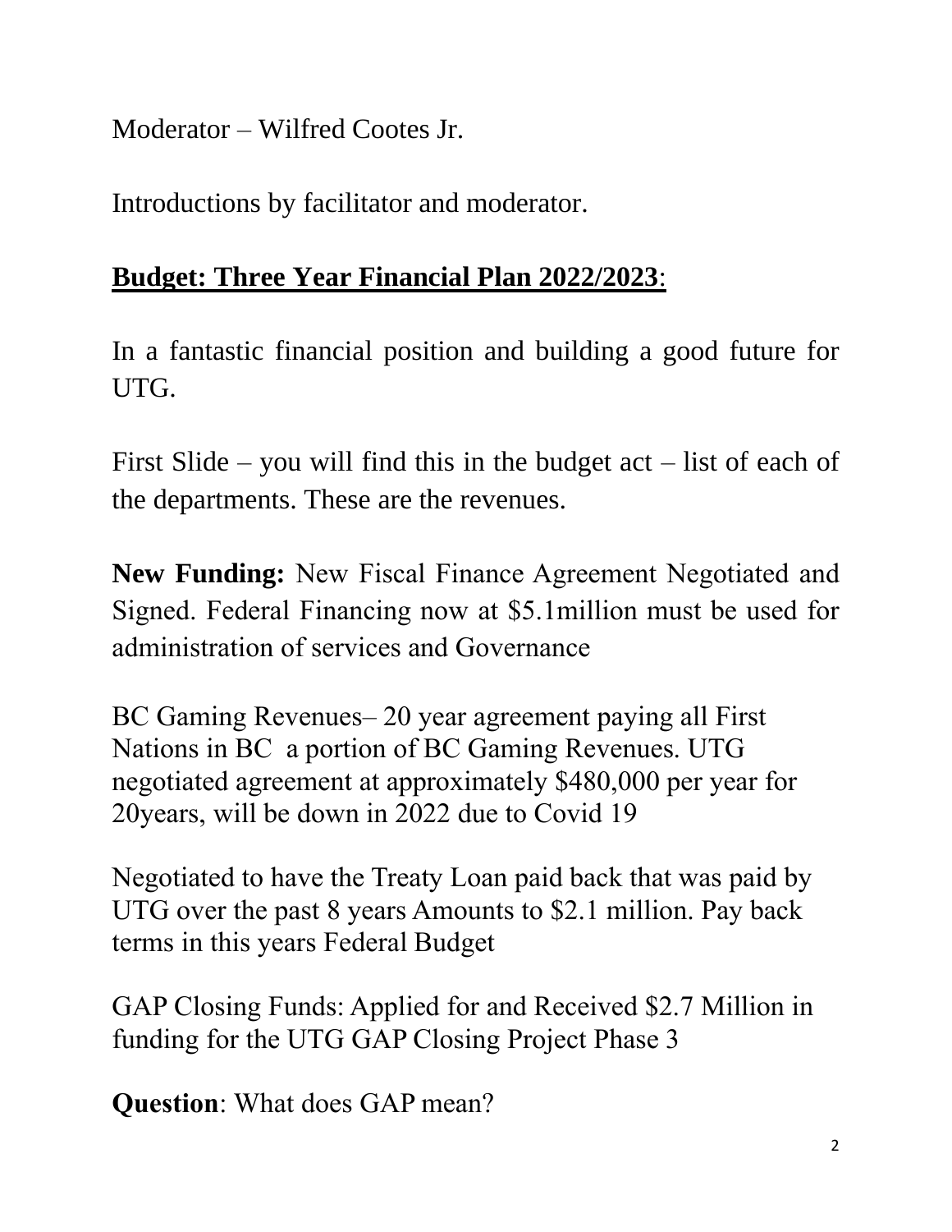Moderator – Wilfred Cootes Jr.

Introductions by facilitator and moderator.

**Budget: Three Year Financial Plan 2022/2023**:

In a fantastic financial position and building a good future for UTG.

First Slide – you will find this in the budget act – list of each of the departments. These are the revenues.

**New Funding:** New Fiscal Finance Agreement Negotiated and Signed. Federal Financing now at $5.1million must be used for administration of services and Governance

BC Gaming Revenues– 20 year agreement paying all First Nations in BC a portion of BC Gaming Revenues. UTG negotiated agreement at approximately $480,000 per year for 20years, will be down in 2022 due to Covid 19

Negotiated to have the Treaty Loan paid back that was paid by UTG over the past 8 years Amounts to $2.1 million. Pay back terms in this years Federal Budget

GAP Closing Funds: Applied for and Received $2.7 Million in funding for the UTG GAP Closing Project Phase 3

**Question**: What does GAP mean?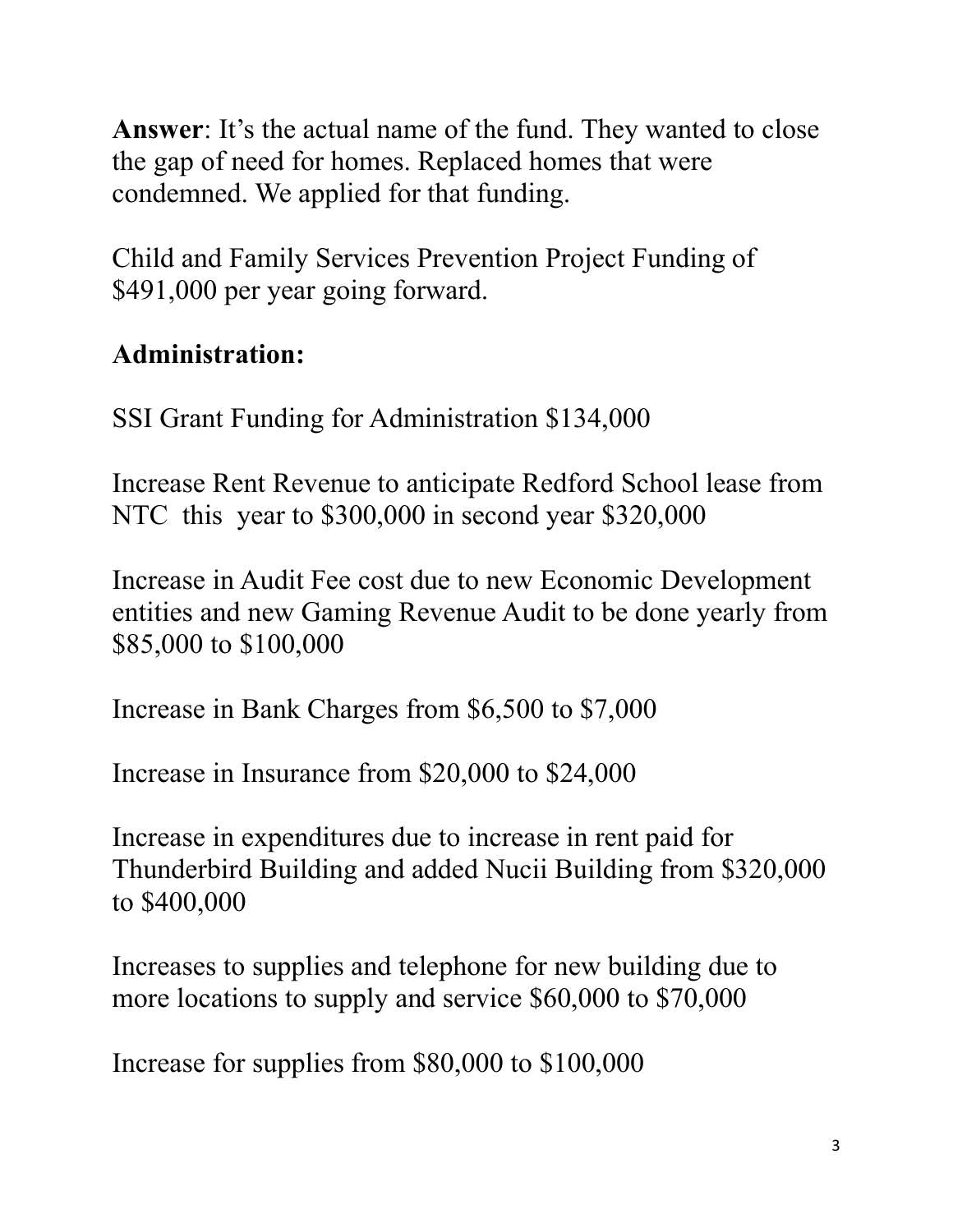**Answer**: It's the actual name of the fund. They wanted to close the gap of need for homes. Replaced homes that were condemned. We applied for that funding.

Child and Family Services Prevention Project Funding of $491,000 per year going forward.

**Administration:**

SSI Grant Funding for Administration $134,000

Increase Rent Revenue to anticipate Redford School lease from NTC this year to $300,000 in second year $320,000

Increase in Audit Fee cost due to new Economic Development entities and new Gaming Revenue Audit to be done yearly from $85,000 to $100,000

Increase in Bank Charges from $6,500 to $7,000

Increase in Insurance from $20,000 to $24,000

Increase in expenditures due to increase in rent paid for Thunderbird Building and added Nucii Building from $320,000 to $400,000

Increases to supplies and telephone for new building due to more locations to supply and service $60,000 to $70,000

Increase for supplies from $80,000 to $100,000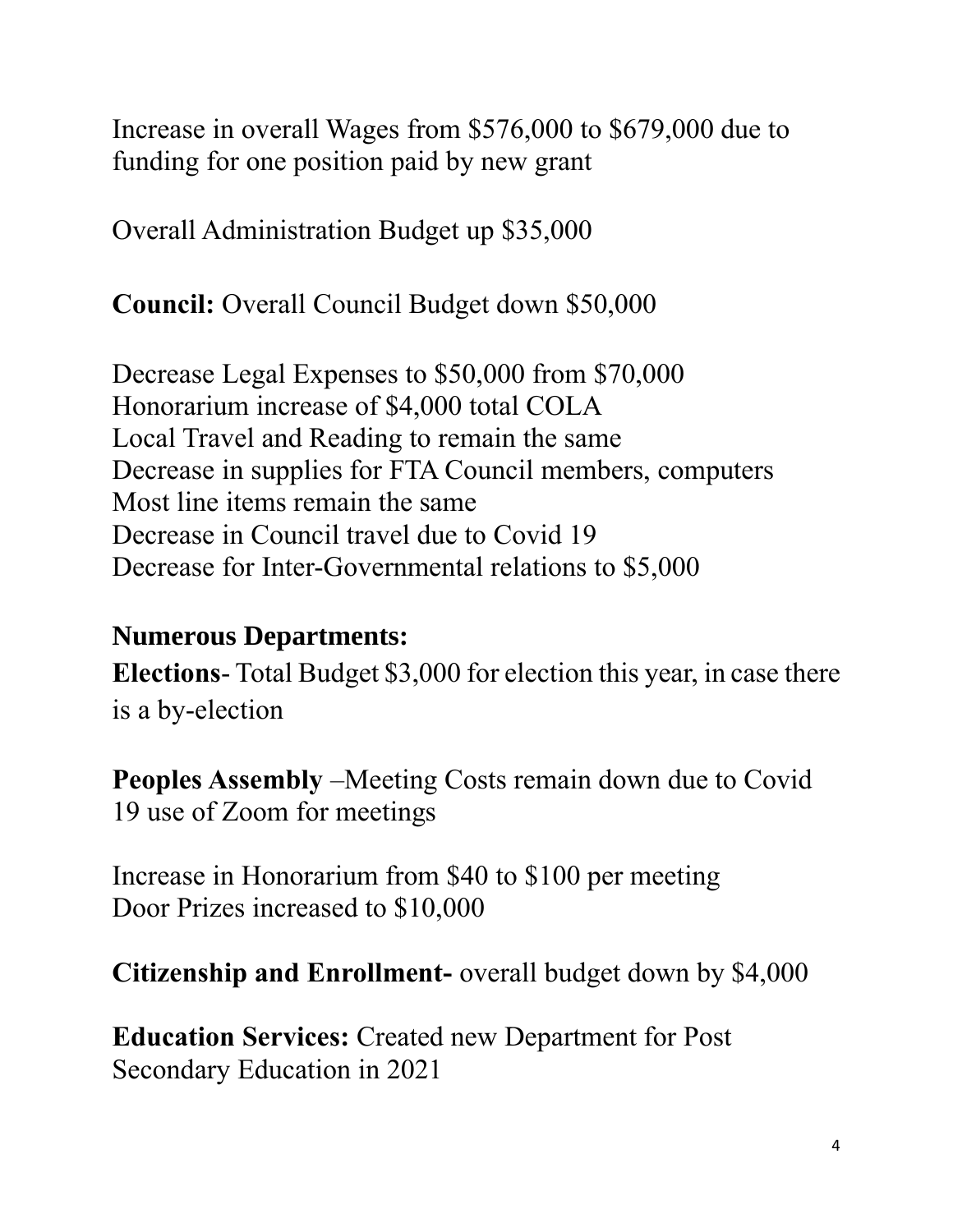Increase in overall Wages from $576,000 to $679,000 due to funding for one position paid by new grant

Overall Administration Budget up $35,000

**Council:** Overall Council Budget down $50,000

Decrease Legal Expenses to $50,000 from $70,000
Honorarium increase of $4,000 total COLA
Local Travel and Reading to remain the same
Decrease in supplies for FTA Council members, computers
Most line items remain the same
Decrease in Council travel due to Covid 19
Decrease for Inter-Governmental relations to $5,000

**Numerous Departments:**

**Elections**- Total Budget $3,000 for election this year, in case there is a by-election

**Peoples Assembly** –Meeting Costs remain down due to Covid 19 use of Zoom for meetings

Increase in Honorarium from $40 to $100 per meeting
Door Prizes increased to $10,000

**Citizenship and Enrollment-** overall budget down by $4,000

**Education Services:** Created new Department for Post Secondary Education in 2021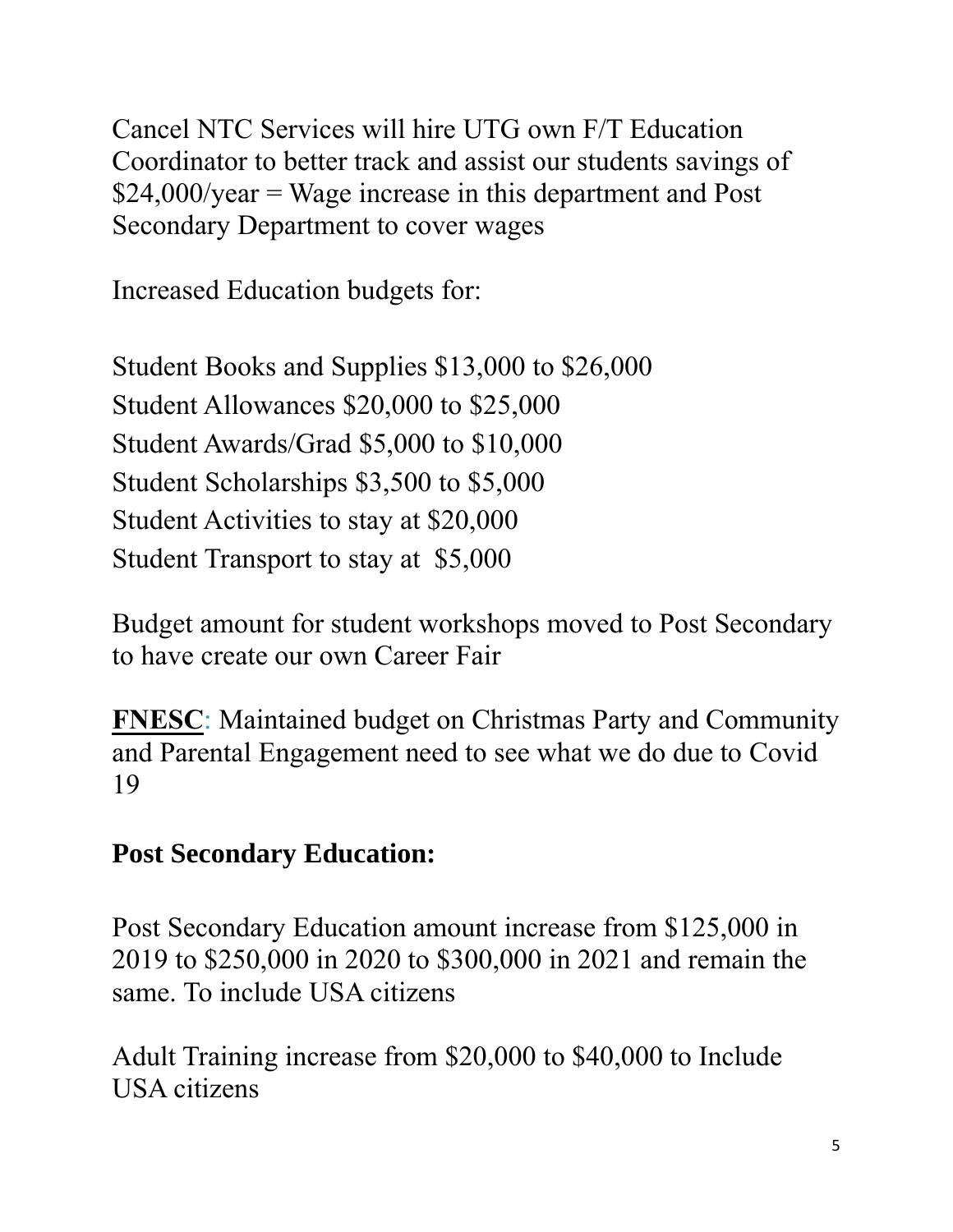Cancel NTC Services will hire UTG own F/T Education Coordinator to better track and assist our students savings of $24,000/year = Wage increase in this department and Post Secondary Department to cover wages

Increased Education budgets for:

Student Books and Supplies $13,000 to $26,000  
Student Allowances $20,000 to $25,000  
Student Awards/Grad $5,000 to $10,000  
Student Scholarships $3,500 to $5,000  
Student Activities to stay at $20,000  
Student Transport to stay at $5,000

Budget amount for student workshops moved to Post Secondary to have create our own Career Fair

**FNESC**: Maintained budget on Christmas Party and Community and Parental Engagement need to see what we do due to Covid 19

**Post Secondary Education:**

Post Secondary Education amount increase from $125,000 in 2019 to $250,000 in 2020 to $300,000 in 2021 and remain the same. To include USA citizens

Adult Training increase from $20,000 to $40,000 to Include USA citizens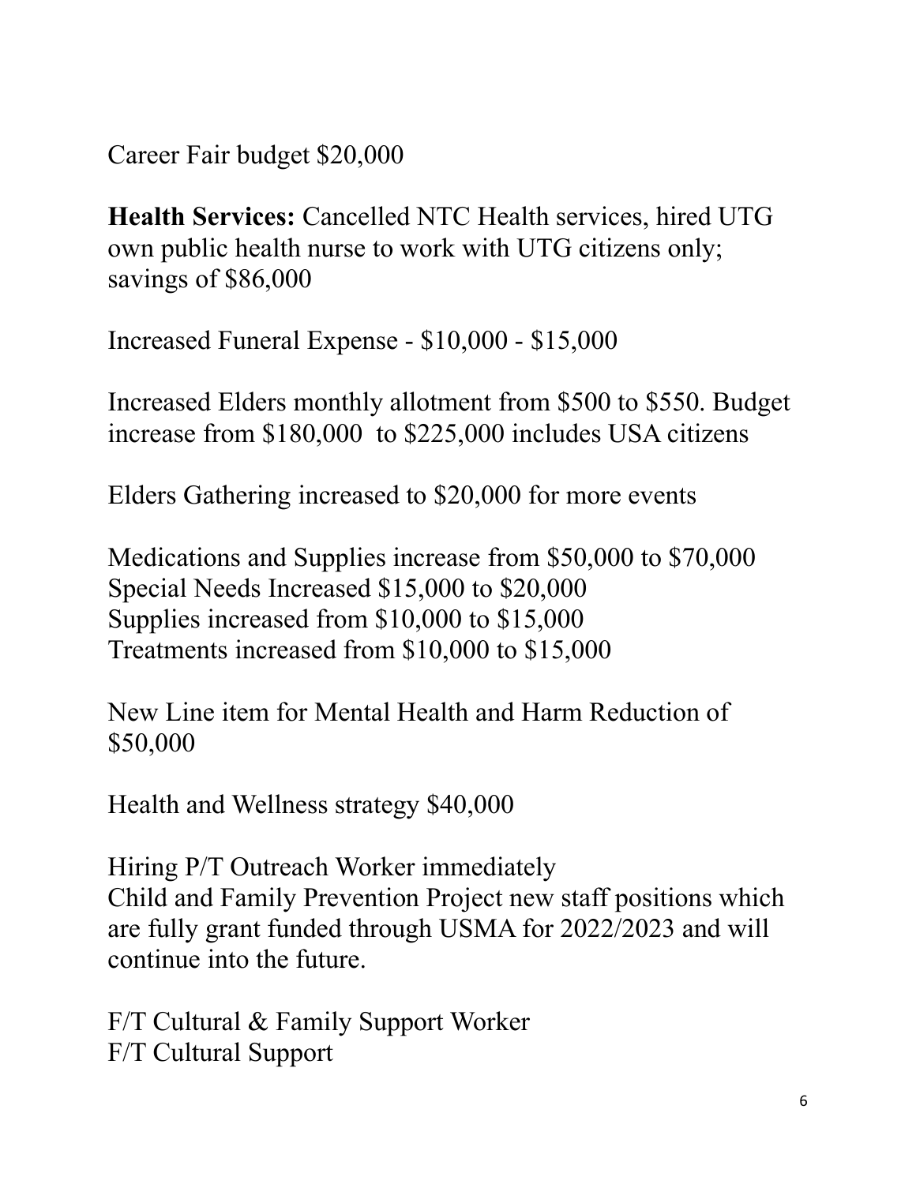Career Fair budget $20,000

**Health Services:** Cancelled NTC Health services, hired UTG own public health nurse to work with UTG citizens only; savings of $86,000

Increased Funeral Expense - $10,000 - $15,000

Increased Elders monthly allotment from $500 to $550. Budget increase from $180,000  to $225,000 includes USA citizens

Elders Gathering increased to $20,000 for more events

Medications and Supplies increase from $50,000 to $70,000
Special Needs Increased $15,000 to $20,000
Supplies increased from $10,000 to $15,000
Treatments increased from $10,000 to $15,000

New Line item for Mental Health and Harm Reduction of $50,000

Health and Wellness strategy $40,000

Hiring P/T Outreach Worker immediately
Child and Family Prevention Project new staff positions which are fully grant funded through USMA for 2022/2023 and will continue into the future.

F/T Cultural & Family Support Worker
F/T Cultural Support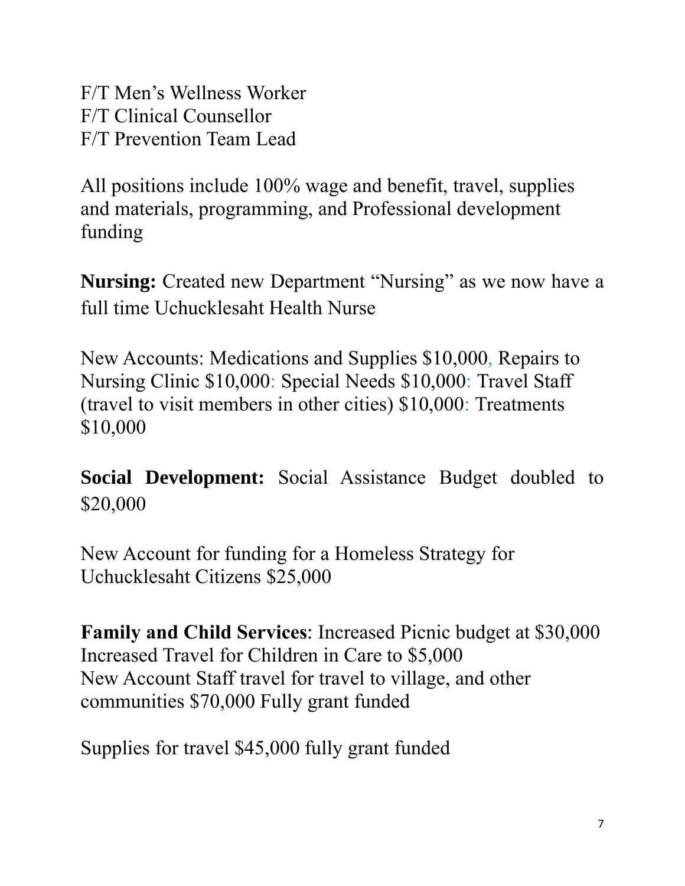F/T Men’s Wellness Worker
F/T Clinical Counsellor
F/T Prevention Team Lead

All positions include 100% wage and benefit, travel, supplies and materials, programming, and Professional development funding

**Nursing:** Created new Department “Nursing” as we now have a full time Uchucklesaht Health Nurse

New Accounts: Medications and Supplies $10,000, Repairs to Nursing Clinic $10,000: Special Needs $10,000: Travel Staff (travel to visit members in other cities) $10,000: Treatments $10,000

**Social Development:** Social Assistance Budget doubled to $20,000

New Account for funding for a Homeless Strategy for Uchucklesaht Citizens $25,000

**Family and Child Services**: Increased Picnic budget at $30,000
Increased Travel for Children in Care to $5,000
New Account Staff travel for travel to village, and other communities $70,000 Fully grant funded

Supplies for travel $45,000 fully grant funded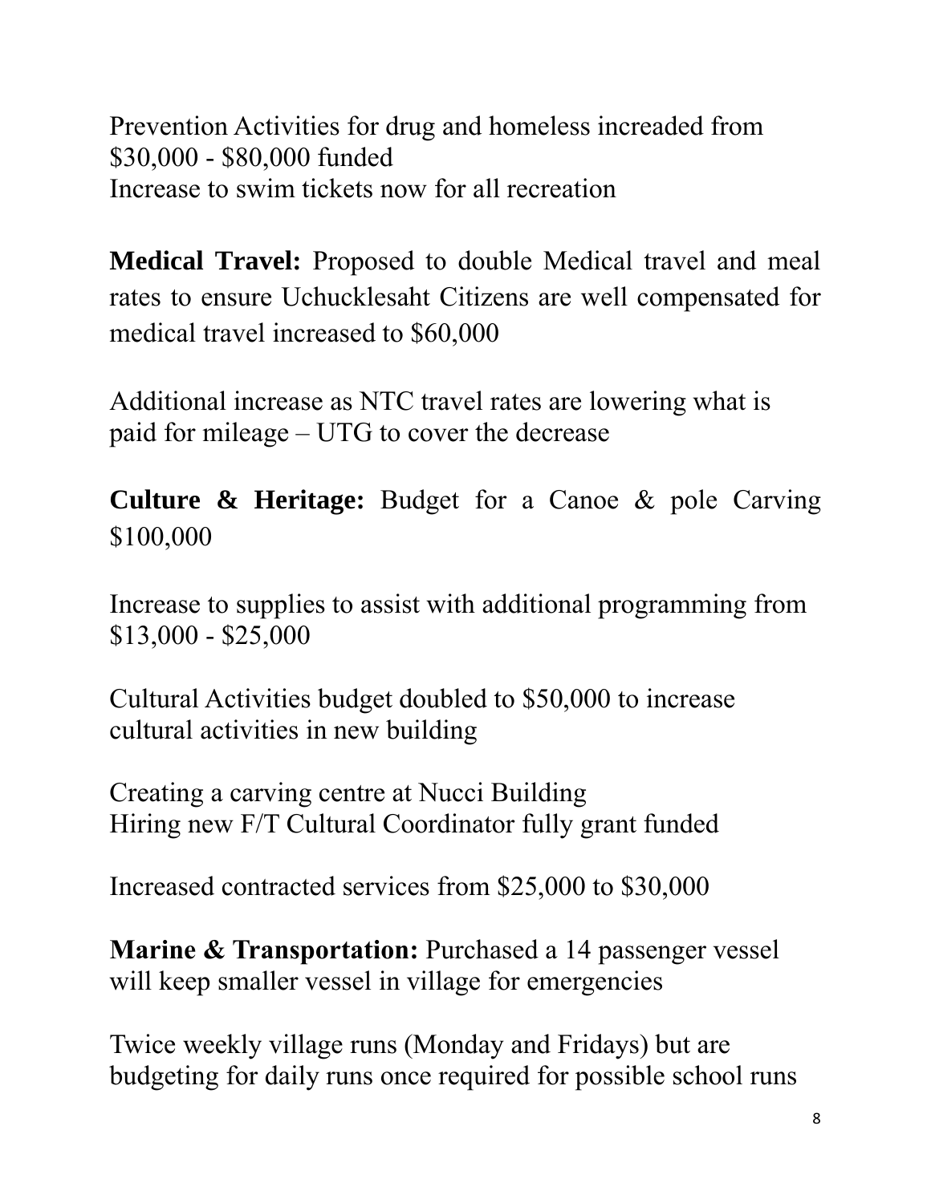Prevention Activities for drug and homeless increaded from $30,000 - $80,000 funded
Increase to swim tickets now for all recreation

**Medical Travel:** Proposed to double Medical travel and meal rates to ensure Uchucklesaht Citizens are well compensated for medical travel increased to $60,000

Additional increase as NTC travel rates are lowering what is paid for mileage – UTG to cover the decrease

**Culture & Heritage:** Budget for a Canoe & pole Carving $100,000

Increase to supplies to assist with additional programming from $13,000 - $25,000

Cultural Activities budget doubled to $50,000 to increase cultural activities in new building

Creating a carving centre at Nucci Building
Hiring new F/T Cultural Coordinator fully grant funded

Increased contracted services from $25,000 to $30,000

**Marine & Transportation:** Purchased a 14 passenger vessel will keep smaller vessel in village for emergencies

Twice weekly village runs (Monday and Fridays) but are budgeting for daily runs once required for possible school runs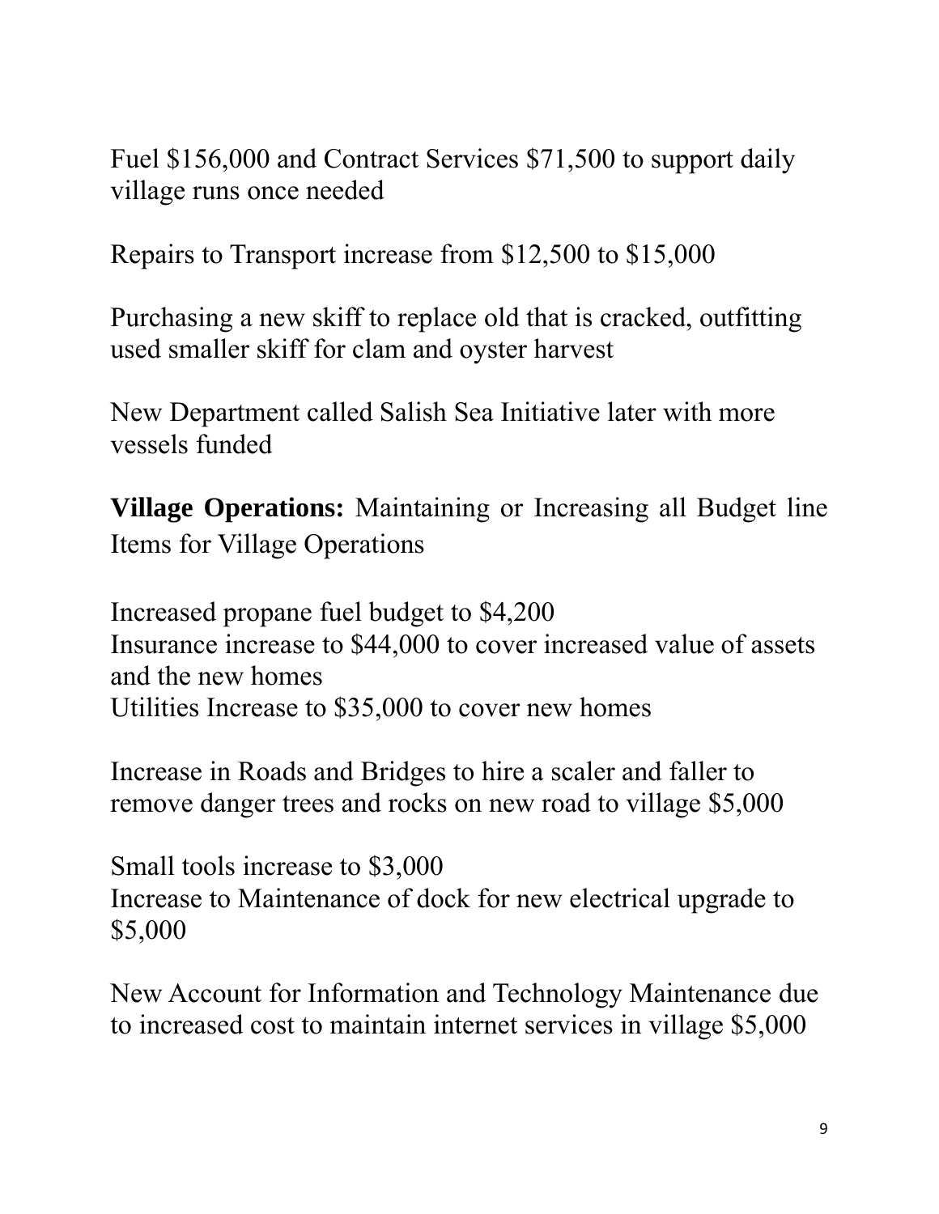Fuel $156,000 and Contract Services $71,500 to support daily village runs once needed

Repairs to Transport increase from $12,500 to $15,000

Purchasing a new skiff to replace old that is cracked, outfitting used smaller skiff for clam and oyster harvest

New Department called Salish Sea Initiative later with more vessels funded

**Village Operations:** Maintaining or Increasing all Budget line Items for Village Operations

Increased propane fuel budget to $4,200
Insurance increase to $44,000 to cover increased value of assets and the new homes
Utilities Increase to $35,000 to cover new homes

Increase in Roads and Bridges to hire a scaler and faller to remove danger trees and rocks on new road to village $5,000

Small tools increase to $3,000
Increase to Maintenance of dock for new electrical upgrade to $5,000

New Account for Information and Technology Maintenance due to increased cost to maintain internet services in village $5,000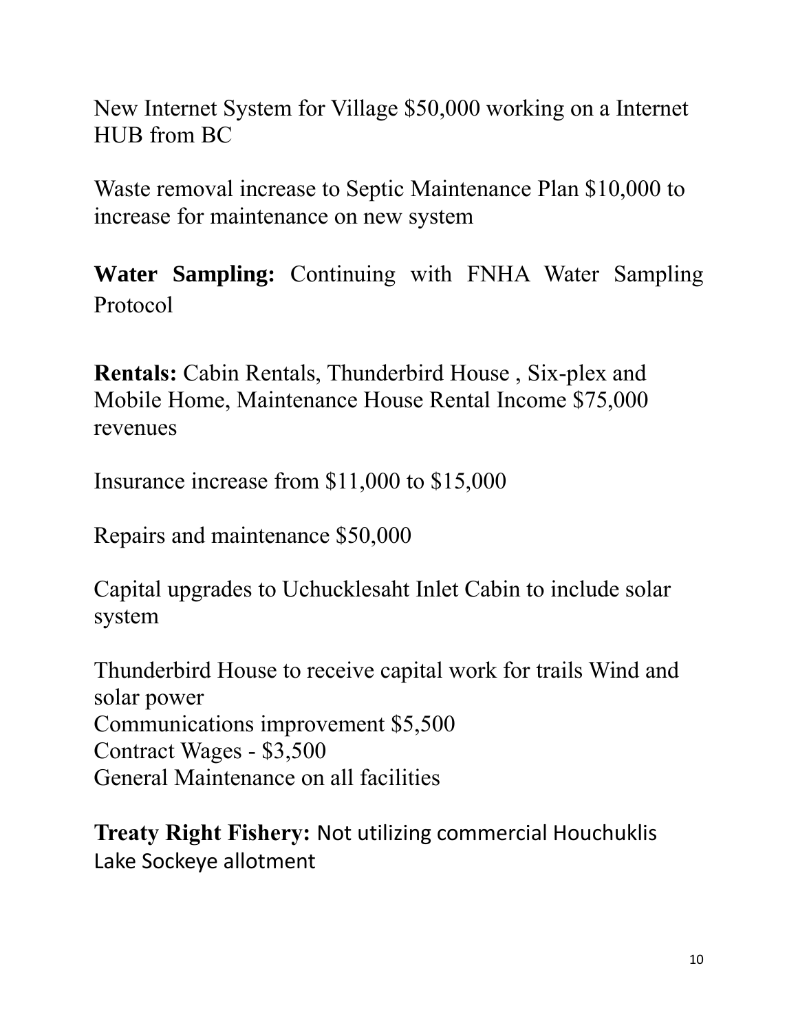New Internet System for Village $50,000 working on a Internet HUB from BC

Waste removal increase to Septic Maintenance Plan $10,000 to increase for maintenance on new system

**Water Sampling:** Continuing with FNHA Water Sampling Protocol

**Rentals:** Cabin Rentals, Thunderbird House , Six-plex and Mobile Home, Maintenance House Rental Income $75,000 revenues

Insurance increase from $11,000 to $15,000

Repairs and maintenance $50,000

Capital upgrades to Uchucklesaht Inlet Cabin to include solar system

Thunderbird House to receive capital work for trails Wind and solar power
Communications improvement $5,500
Contract Wages - $3,500
General Maintenance on all facilities

**Treaty Right Fishery:** Not utilizing commercial Houchuklis Lake Sockeye allotment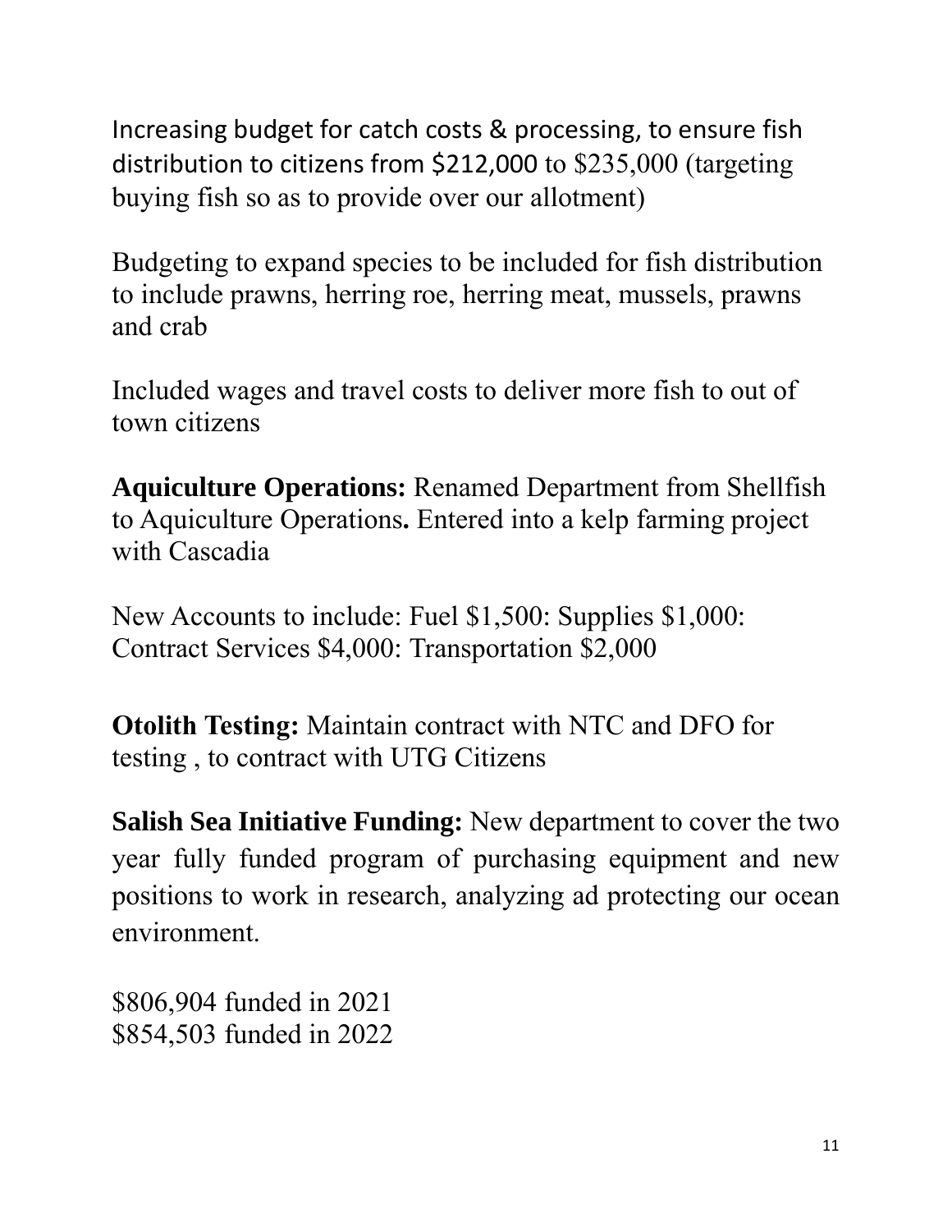Increasing budget for catch costs & processing, to ensure fish distribution to citizens from $212,000 to $235,000 (targeting buying fish so as to provide over our allotment)

Budgeting to expand species to be included for fish distribution to include prawns, herring roe, herring meat, mussels, prawns and crab

Included wages and travel costs to deliver more fish to out of town citizens

**Aquiculture Operations:** Renamed Department from Shellfish to Aquiculture Operations**.** Entered into a kelp farming project with Cascadia

New Accounts to include: Fuel $1,500: Supplies $1,000: Contract Services $4,000: Transportation $2,000

**Otolith Testing:** Maintain contract with NTC and DFO for testing , to contract with UTG Citizens

**Salish Sea Initiative Funding:** New department to cover the two year fully funded program of purchasing equipment and new positions to work in research, analyzing ad protecting our ocean environment.

$806,904 funded in 2021
$854,503 funded in 2022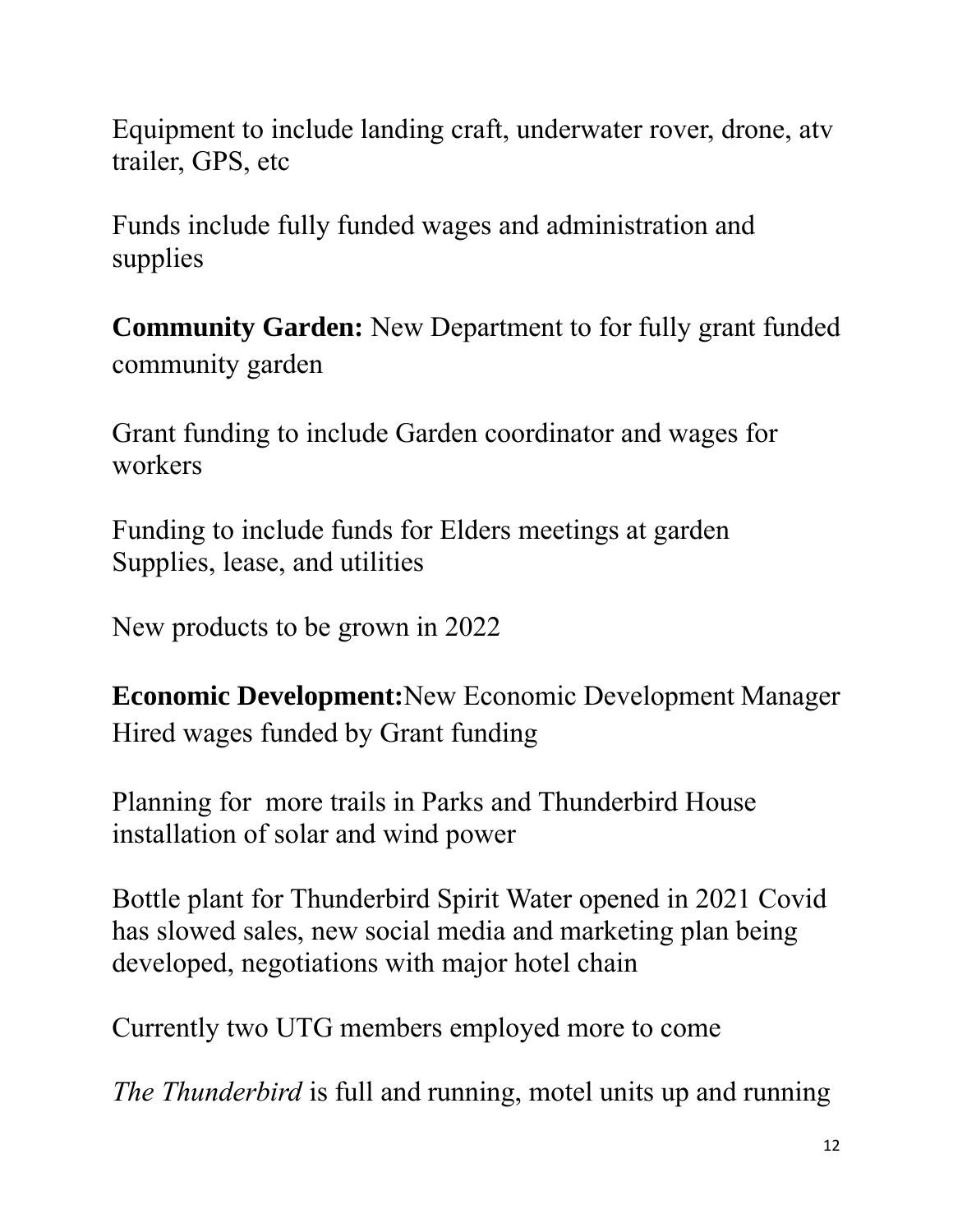Equipment to include landing craft, underwater rover, drone, atv trailer, GPS, etc

Funds include fully funded wages and administration and supplies

**Community Garden:** New Department to for fully grant funded community garden

Grant funding to include Garden coordinator and wages for workers

Funding to include funds for Elders meetings at garden Supplies, lease, and utilities

New products to be grown in 2022

**Economic Development:**New Economic Development Manager Hired wages funded by Grant funding

Planning for more trails in Parks and Thunderbird House installation of solar and wind power

Bottle plant for Thunderbird Spirit Water opened in 2021 Covid has slowed sales, new social media and marketing plan being developed, negotiations with major hotel chain

Currently two UTG members employed more to come

*The Thunderbird* is full and running, motel units up and running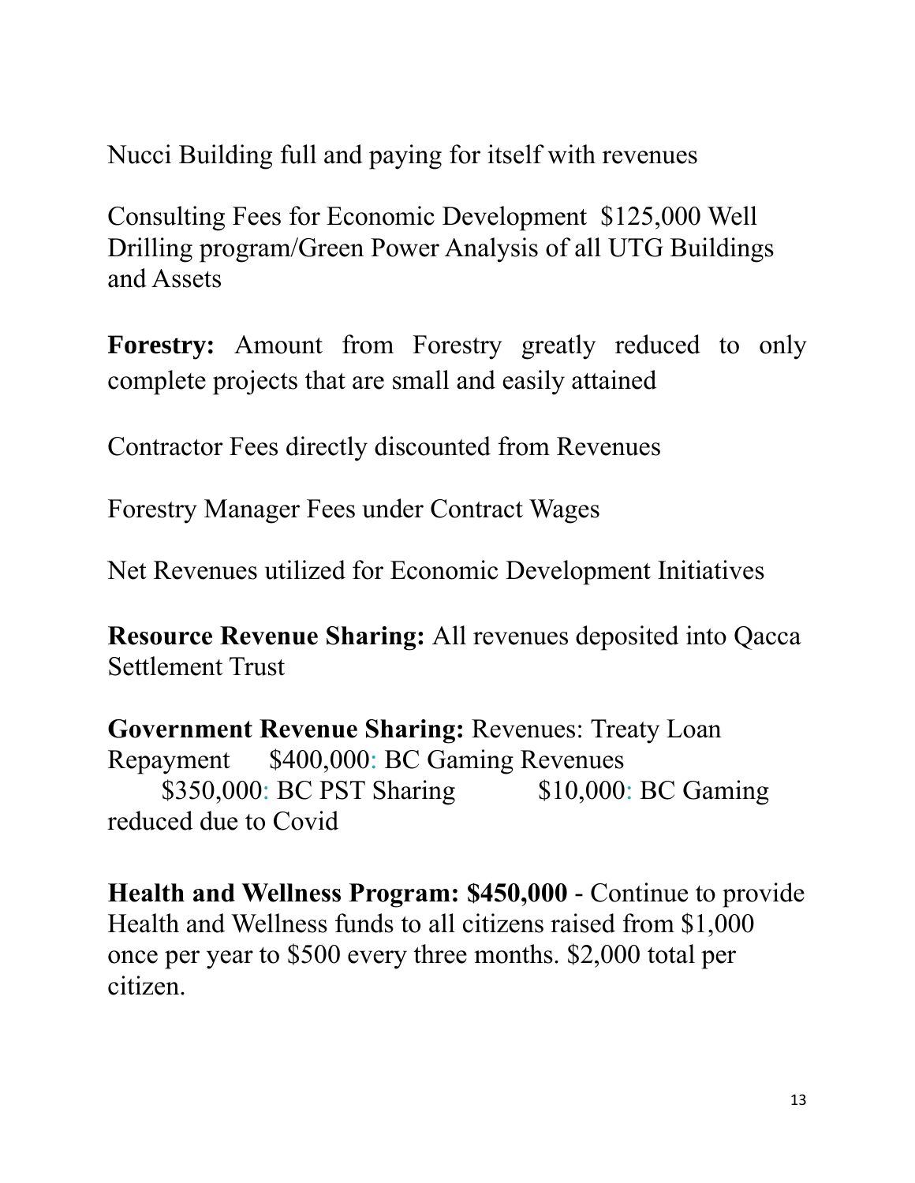Nucci Building full and paying for itself with revenues

Consulting Fees for Economic Development $125,000 Well Drilling program/Green Power Analysis of all UTG Buildings and Assets

**Forestry:** Amount from Forestry greatly reduced to only complete projects that are small and easily attained

Contractor Fees directly discounted from Revenues

Forestry Manager Fees under Contract Wages

Net Revenues utilized for Economic Development Initiatives

**Resource Revenue Sharing:** All revenues deposited into Qacca Settlement Trust

**Government Revenue Sharing:** Revenues: Treaty Loan Repayment $400,000: BC Gaming Revenues $350,000: BC PST Sharing $10,000: BC Gaming reduced due to Covid

**Health and Wellness Program: $450,000** - Continue to provide Health and Wellness funds to all citizens raised from $1,000 once per year to $500 every three months. $2,000 total per citizen.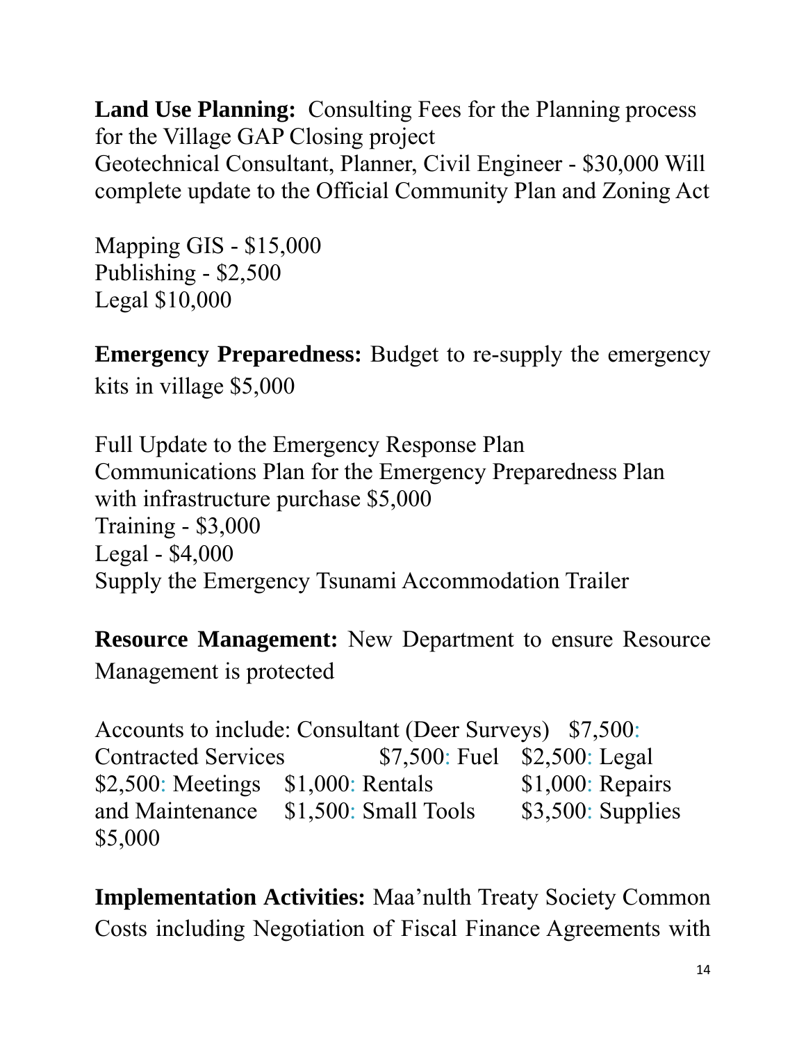**Land Use Planning:** Consulting Fees for the Planning process for the Village GAP Closing project
Geotechnical Consultant, Planner, Civil Engineer - $30,000 Will complete update to the Official Community Plan and Zoning Act

Mapping GIS - $15,000
Publishing - $2,500
Legal $10,000

**Emergency Preparedness:** Budget to re-supply the emergency kits in village $5,000

Full Update to the Emergency Response Plan
Communications Plan for the Emergency Preparedness Plan with infrastructure purchase $5,000
Training - $3,000
Legal - $4,000
Supply the Emergency Tsunami Accommodation Trailer

**Resource Management:** New Department to ensure Resource Management is protected

Accounts to include: Consultant (Deer Surveys) $7,500: Contracted Services $7,500: Fuel $2,500: Legal $2,500: Meetings $1,000: Rentals $1,000: Repairs and Maintenance $1,500: Small Tools $3,500: Supplies $5,000

**Implementation Activities:** Maa'nulth Treaty Society Common Costs including Negotiation of Fiscal Finance Agreements with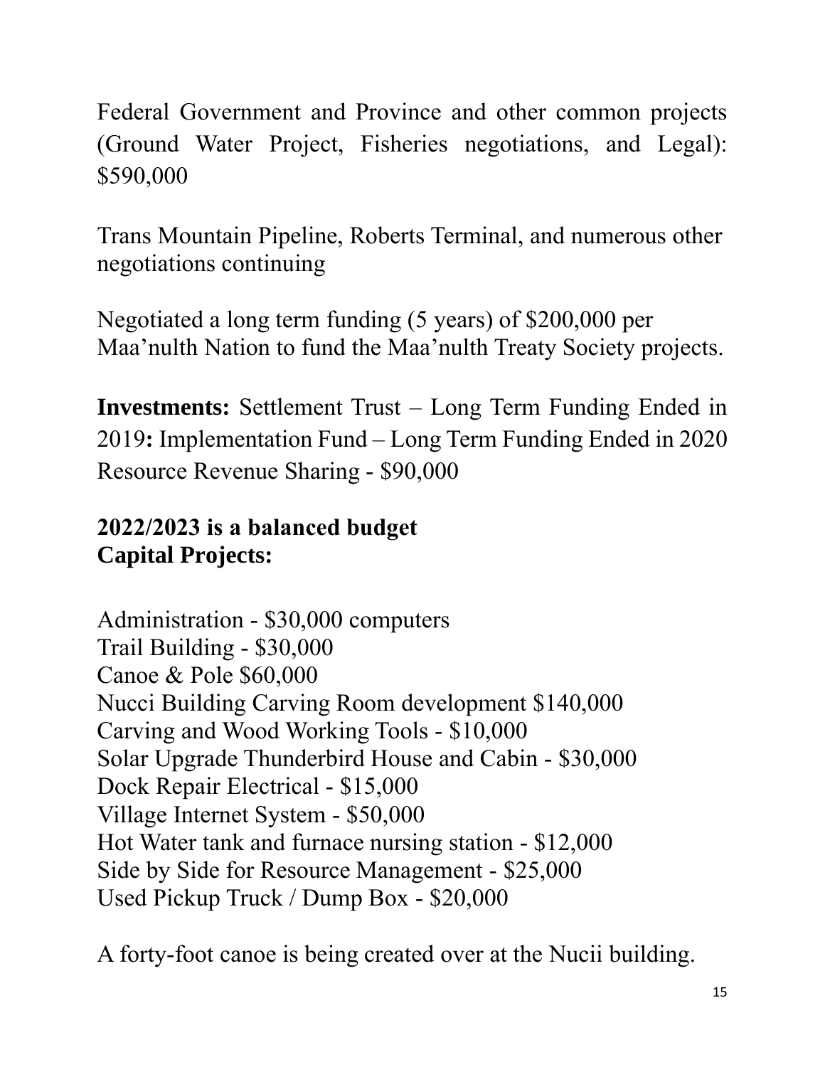Federal Government and Province and other common projects (Ground Water Project, Fisheries negotiations, and Legal): $590,000

Trans Mountain Pipeline, Roberts Terminal, and numerous other negotiations continuing

Negotiated a long term funding (5 years) of $200,000 per Maa'nulth Nation to fund the Maa'nulth Treaty Society projects.

**Investments:** Settlement Trust – Long Term Funding Ended in 2019**:** Implementation Fund – Long Term Funding Ended in 2020 Resource Revenue Sharing - $90,000

**2022/2023 is a balanced budget**
**Capital Projects:**

Administration - $30,000 computers
Trail Building - $30,000
Canoe & Pole $60,000
Nucci Building Carving Room development $140,000
Carving and Wood Working Tools - $10,000
Solar Upgrade Thunderbird House and Cabin - $30,000
Dock Repair Electrical - $15,000
Village Internet System - $50,000
Hot Water tank and furnace nursing station - $12,000
Side by Side for Resource Management - $25,000
Used Pickup Truck / Dump Box - $20,000

A forty-foot canoe is being created over at the Nucii building.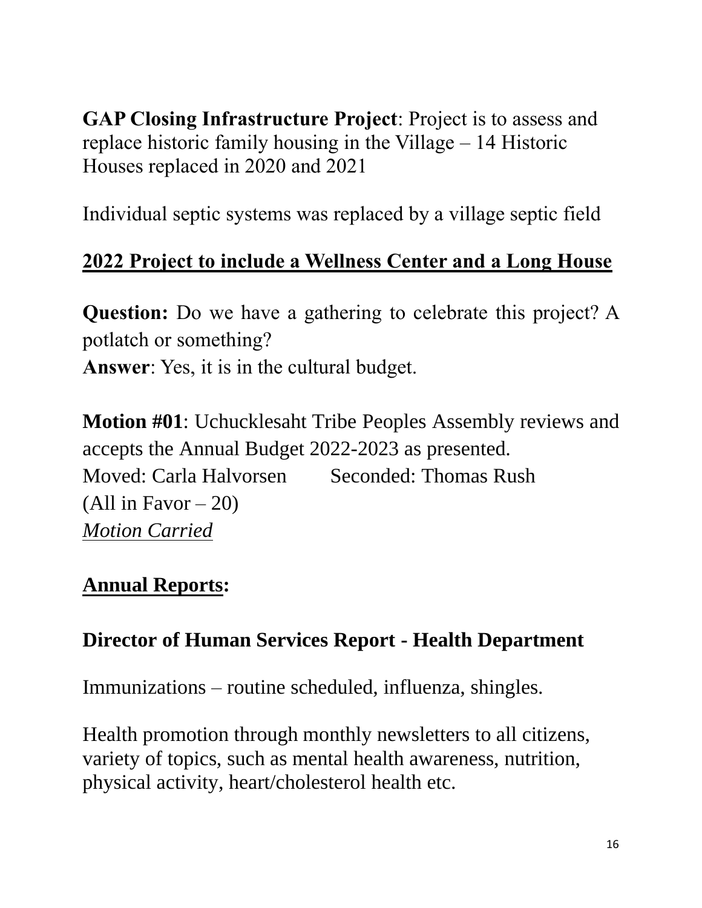**GAP Closing Infrastructure Project**: Project is to assess and replace historic family housing in the Village – 14 Historic Houses replaced in 2020 and 2021

Individual septic systems was replaced by a village septic field

**<u>2022 Project to include a Wellness Center and a Long House</u>**

**Question:** Do we have a gathering to celebrate this project? A potlatch or something?
**Answer**: Yes, it is in the cultural budget.

**Motion #01**: Uchucklesaht Tribe Peoples Assembly reviews and accepts the Annual Budget 2022-2023 as presented.
Moved: Carla Halvorsen Seconded: Thomas Rush
(All in Favor – 20)
*<u>Motion Carried</u>*

## <u>Annual Reports</u>:

### Director of Human Services Report - Health Department

Immunizations – routine scheduled, influenza, shingles.

Health promotion through monthly newsletters to all citizens, variety of topics, such as mental health awareness, nutrition, physical activity, heart/cholesterol health etc.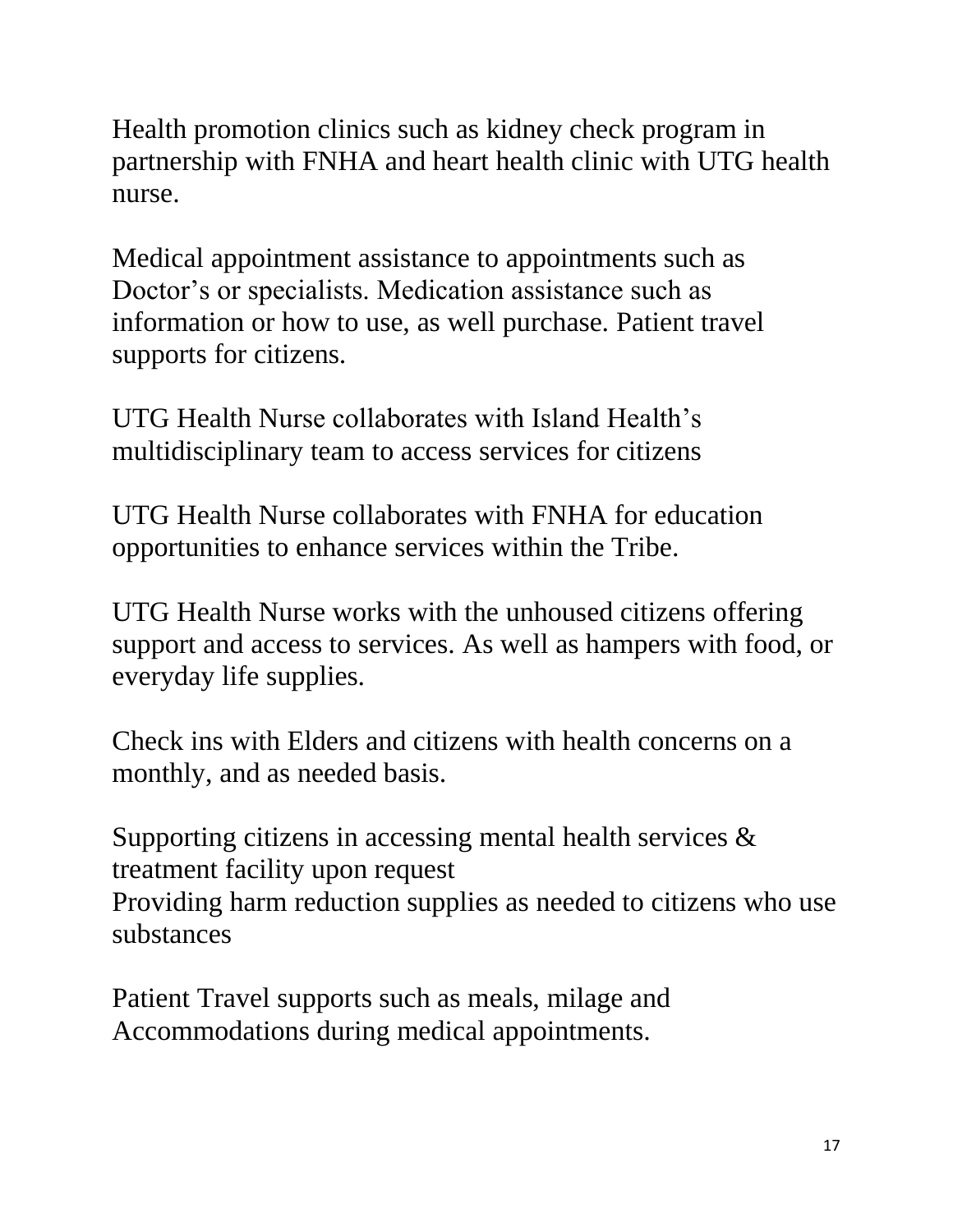Health promotion clinics such as kidney check program in partnership with FNHA and heart health clinic with UTG health nurse.

Medical appointment assistance to appointments such as Doctor's or specialists. Medication assistance such as information or how to use, as well purchase. Patient travel supports for citizens.

UTG Health Nurse collaborates with Island Health's multidisciplinary team to access services for citizens

UTG Health Nurse collaborates with FNHA for education opportunities to enhance services within the Tribe.

UTG Health Nurse works with the unhoused citizens offering support and access to services. As well as hampers with food, or everyday life supplies.

Check ins with Elders and citizens with health concerns on a monthly, and as needed basis.

Supporting citizens in accessing mental health services & treatment facility upon request
Providing harm reduction supplies as needed to citizens who use substances

Patient Travel supports such as meals, milage and Accommodations during medical appointments.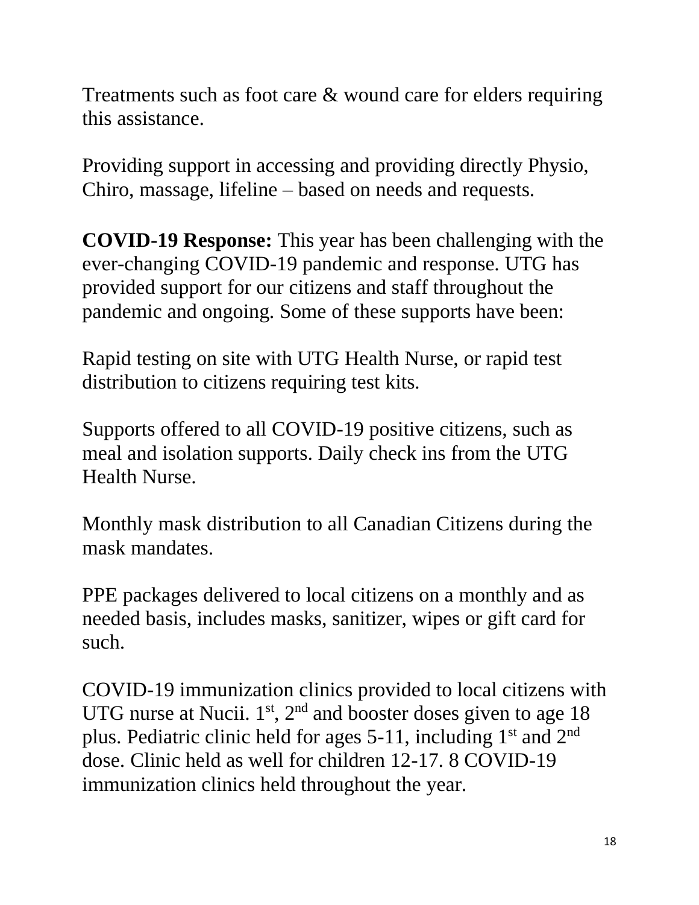Treatments such as foot care & wound care for elders requiring this assistance.

Providing support in accessing and providing directly Physio, Chiro, massage, lifeline – based on needs and requests.

**COVID-19 Response:** This year has been challenging with the ever-changing COVID-19 pandemic and response. UTG has provided support for our citizens and staff throughout the pandemic and ongoing. Some of these supports have been:

Rapid testing on site with UTG Health Nurse, or rapid test distribution to citizens requiring test kits.

Supports offered to all COVID-19 positive citizens, such as meal and isolation supports. Daily check ins from the UTG Health Nurse.

Monthly mask distribution to all Canadian Citizens during the mask mandates.

PPE packages delivered to local citizens on a monthly and as needed basis, includes masks, sanitizer, wipes or gift card for such.

COVID-19 immunization clinics provided to local citizens with UTG nurse at Nucii. 1st, 2nd and booster doses given to age 18 plus. Pediatric clinic held for ages 5-11, including 1st and 2nd dose. Clinic held as well for children 12-17. 8 COVID-19 immunization clinics held throughout the year.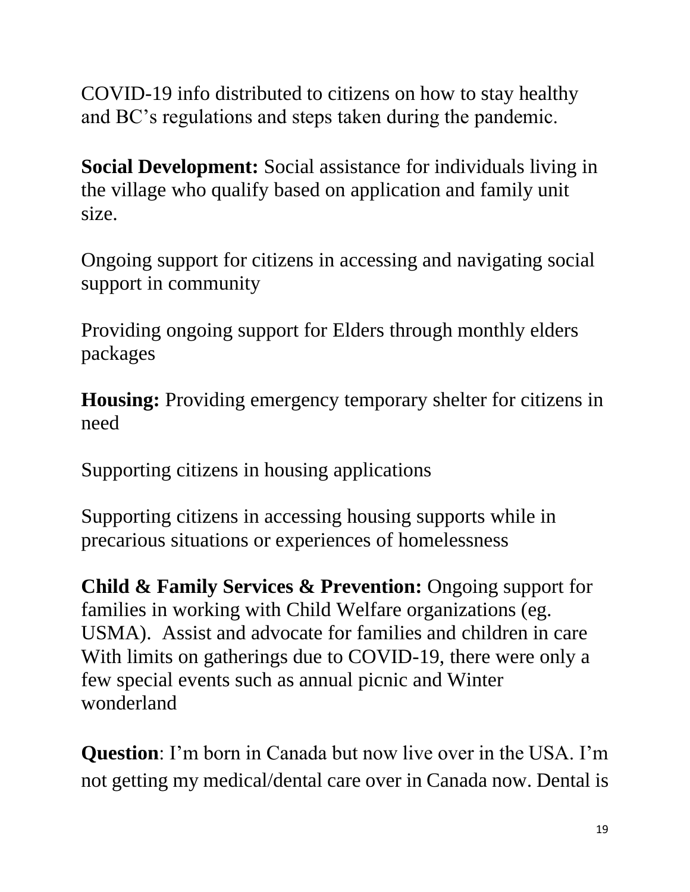COVID-19 info distributed to citizens on how to stay healthy and BC's regulations and steps taken during the pandemic.

**Social Development:** Social assistance for individuals living in the village who qualify based on application and family unit size.

Ongoing support for citizens in accessing and navigating social support in community

Providing ongoing support for Elders through monthly elders packages

**Housing:** Providing emergency temporary shelter for citizens in need

Supporting citizens in housing applications

Supporting citizens in accessing housing supports while in precarious situations or experiences of homelessness

**Child & Family Services & Prevention:** Ongoing support for families in working with Child Welfare organizations (eg. USMA). Assist and advocate for families and children in care With limits on gatherings due to COVID-19, there were only a few special events such as annual picnic and Winter wonderland

**Question**: I'm born in Canada but now live over in the USA. I'm not getting my medical/dental care over in Canada now. Dental is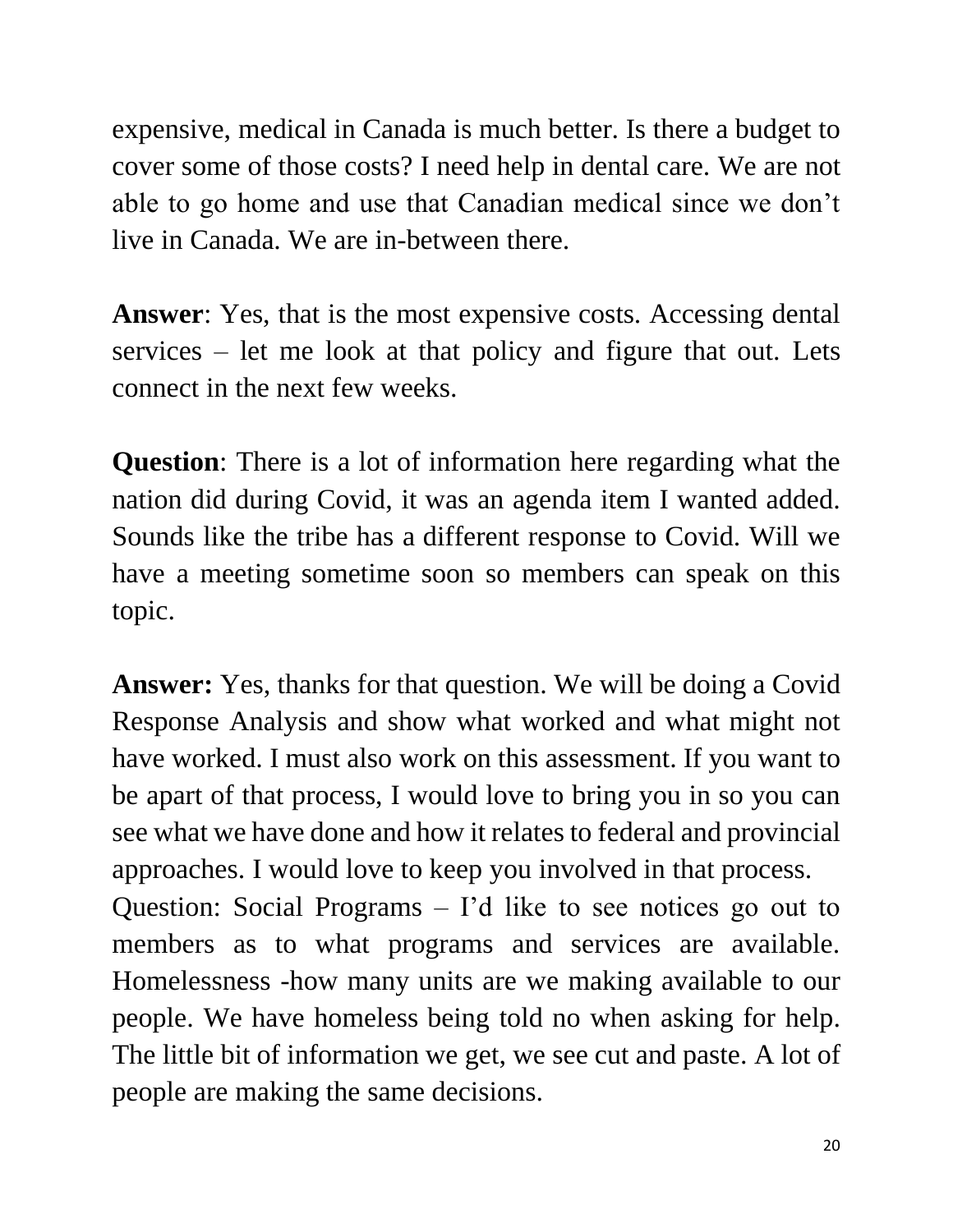expensive, medical in Canada is much better. Is there a budget to cover some of those costs? I need help in dental care. We are not able to go home and use that Canadian medical since we don't live in Canada. We are in-between there.

**Answer**: Yes, that is the most expensive costs. Accessing dental services – let me look at that policy and figure that out. Lets connect in the next few weeks.

**Question**: There is a lot of information here regarding what the nation did during Covid, it was an agenda item I wanted added. Sounds like the tribe has a different response to Covid. Will we have a meeting sometime soon so members can speak on this topic.

**Answer:** Yes, thanks for that question. We will be doing a Covid Response Analysis and show what worked and what might not have worked. I must also work on this assessment. If you want to be apart of that process, I would love to bring you in so you can see what we have done and how it relates to federal and provincial approaches. I would love to keep you involved in that process.

Question: Social Programs – I'd like to see notices go out to members as to what programs and services are available. Homelessness -how many units are we making available to our people. We have homeless being told no when asking for help. The little bit of information we get, we see cut and paste. A lot of people are making the same decisions.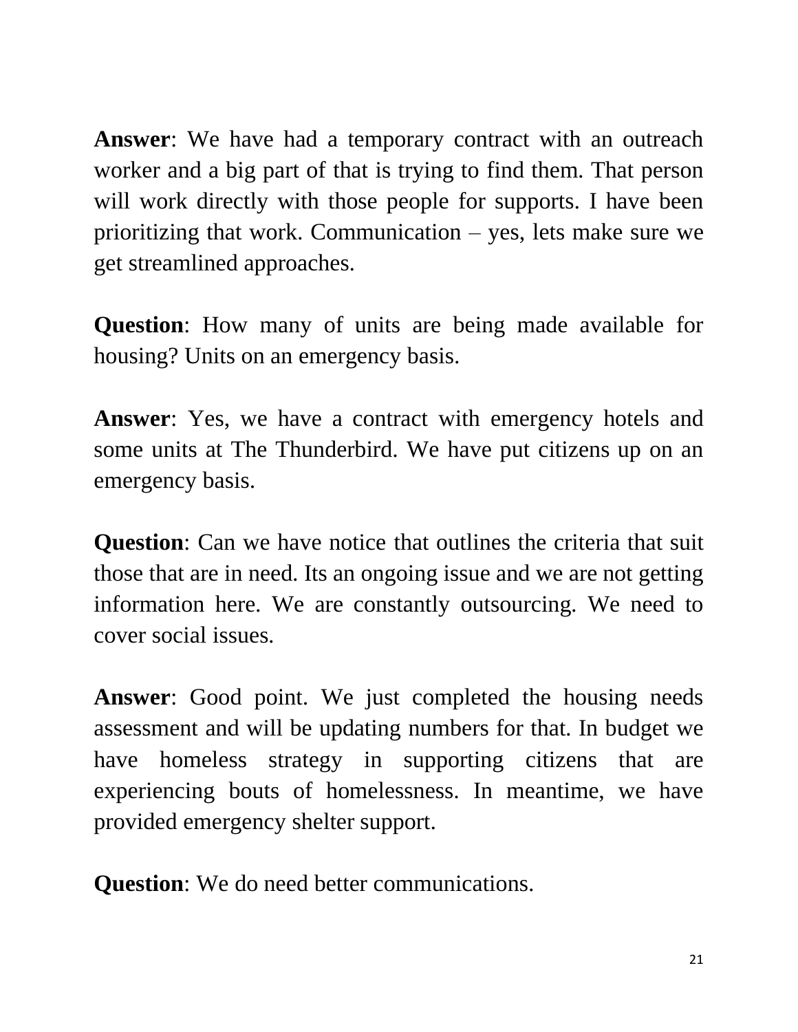**Answer**: We have had a temporary contract with an outreach worker and a big part of that is trying to find them. That person will work directly with those people for supports. I have been prioritizing that work. Communication – yes, lets make sure we get streamlined approaches.

**Question**: How many of units are being made available for housing? Units on an emergency basis.

**Answer**: Yes, we have a contract with emergency hotels and some units at The Thunderbird. We have put citizens up on an emergency basis.

**Question**: Can we have notice that outlines the criteria that suit those that are in need. Its an ongoing issue and we are not getting information here. We are constantly outsourcing. We need to cover social issues.

**Answer**: Good point. We just completed the housing needs assessment and will be updating numbers for that. In budget we have homeless strategy in supporting citizens that are experiencing bouts of homelessness. In meantime, we have provided emergency shelter support.

**Question**: We do need better communications.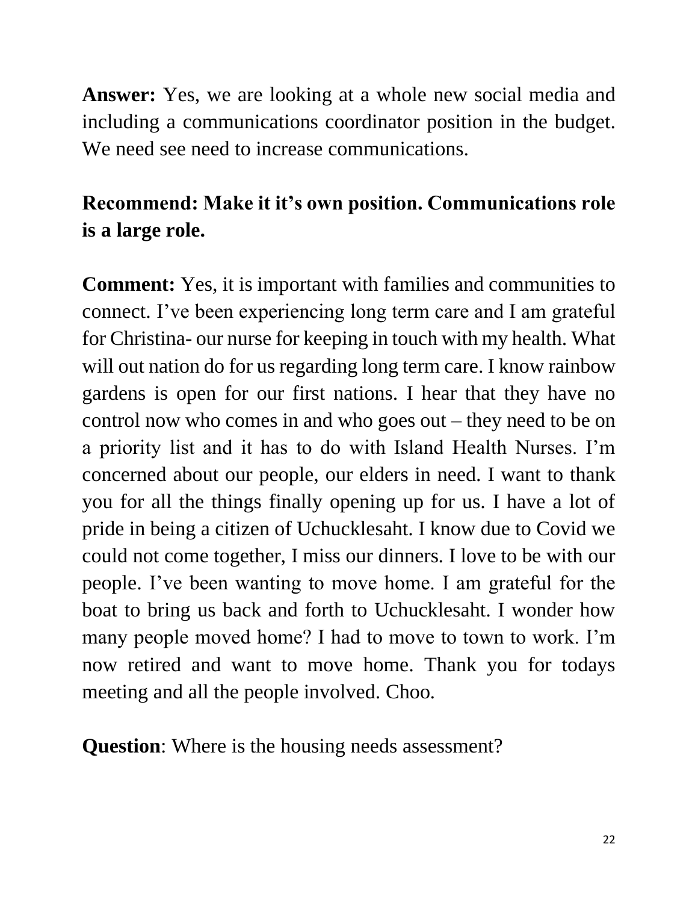**Answer:** Yes, we are looking at a whole new social media and including a communications coordinator position in the budget. We need see need to increase communications.

**Recommend: Make it it's own position. Communications role is a large role.**

**Comment:** Yes, it is important with families and communities to connect. I've been experiencing long term care and I am grateful for Christina- our nurse for keeping in touch with my health. What will out nation do for us regarding long term care. I know rainbow gardens is open for our first nations. I hear that they have no control now who comes in and who goes out – they need to be on a priority list and it has to do with Island Health Nurses. I'm concerned about our people, our elders in need. I want to thank you for all the things finally opening up for us. I have a lot of pride in being a citizen of Uchucklesaht. I know due to Covid we could not come together, I miss our dinners. I love to be with our people. I've been wanting to move home. I am grateful for the boat to bring us back and forth to Uchucklesaht. I wonder how many people moved home? I had to move to town to work. I'm now retired and want to move home. Thank you for todays meeting and all the people involved. Choo.

**Question**: Where is the housing needs assessment?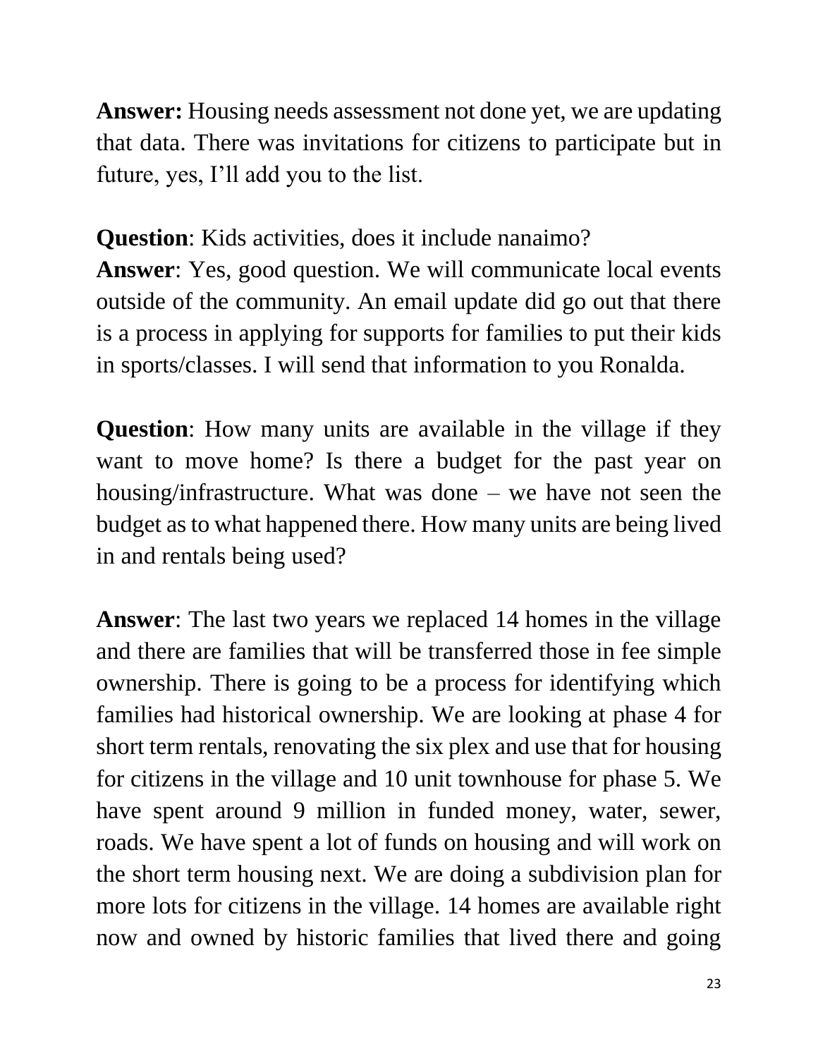**Answer:** Housing needs assessment not done yet, we are updating that data. There was invitations for citizens to participate but in future, yes, I'll add you to the list.

**Question**: Kids activities, does it include nanaimo?
**Answer**: Yes, good question. We will communicate local events outside of the community. An email update did go out that there is a process in applying for supports for families to put their kids in sports/classes. I will send that information to you Ronalda.

**Question**: How many units are available in the village if they want to move home? Is there a budget for the past year on housing/infrastructure. What was done – we have not seen the budget as to what happened there. How many units are being lived in and rentals being used?

**Answer**: The last two years we replaced 14 homes in the village and there are families that will be transferred those in fee simple ownership. There is going to be a process for identifying which families had historical ownership. We are looking at phase 4 for short term rentals, renovating the six plex and use that for housing for citizens in the village and 10 unit townhouse for phase 5. We have spent around 9 million in funded money, water, sewer, roads. We have spent a lot of funds on housing and will work on the short term housing next. We are doing a subdivision plan for more lots for citizens in the village. 14 homes are available right now and owned by historic families that lived there and going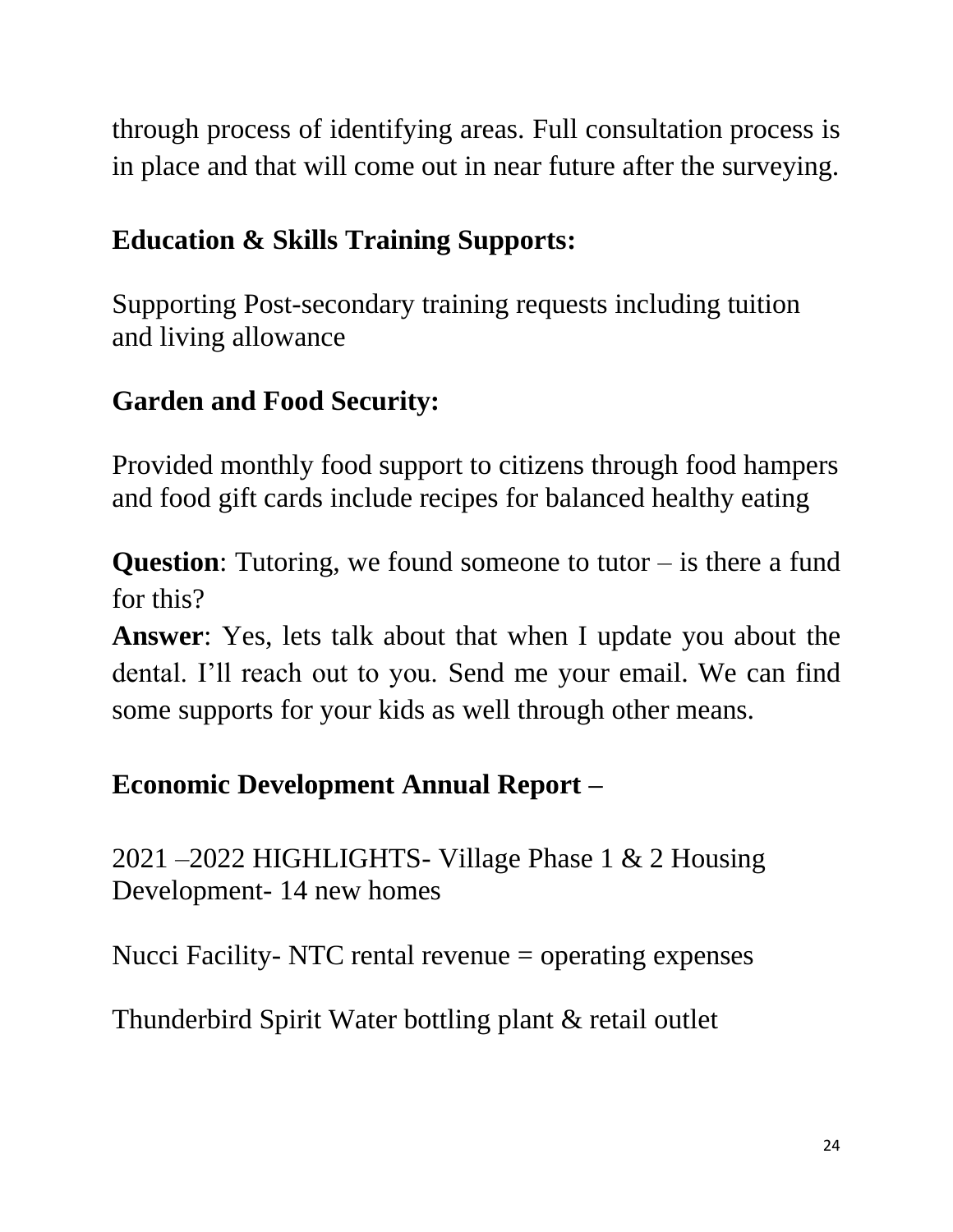through process of identifying areas. Full consultation process is in place and that will come out in near future after the surveying.

**Education & Skills Training Supports:**

Supporting Post-secondary training requests including tuition and living allowance

**Garden and Food Security:**

Provided monthly food support to citizens through food hampers and food gift cards include recipes for balanced healthy eating

**Question**: Tutoring, we found someone to tutor – is there a fund for this?

**Answer**: Yes, lets talk about that when I update you about the dental. I'll reach out to you. Send me your email. We can find some supports for your kids as well through other means.

**Economic Development Annual Report –**

2021 –2022 HIGHLIGHTS- Village Phase 1 & 2 Housing Development- 14 new homes

Nucci Facility- NTC rental revenue = operating expenses

Thunderbird Spirit Water bottling plant & retail outlet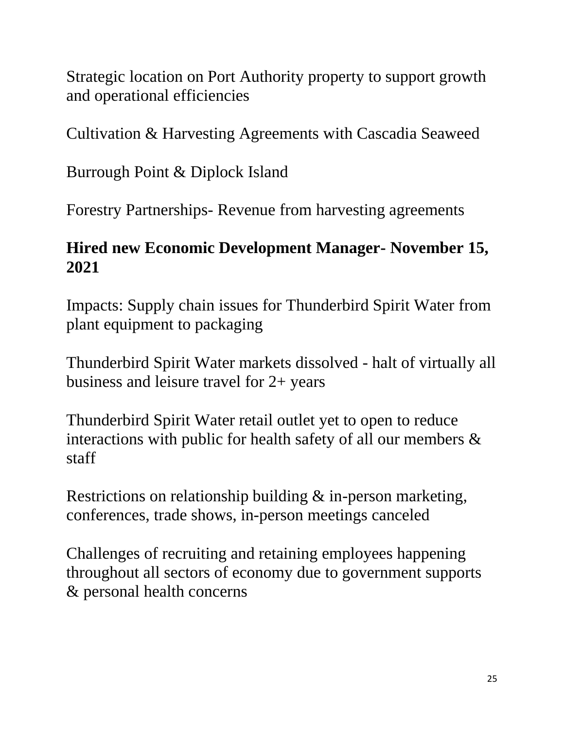Strategic location on Port Authority property to support growth and operational efficiencies

Cultivation & Harvesting Agreements with Cascadia Seaweed

Burrough Point & Diplock Island

Forestry Partnerships- Revenue from harvesting agreements

**Hired new Economic Development Manager- November 15, 2021**

Impacts: Supply chain issues for Thunderbird Spirit Water from plant equipment to packaging

Thunderbird Spirit Water markets dissolved - halt of virtually all business and leisure travel for 2+ years

Thunderbird Spirit Water retail outlet yet to open to reduce interactions with public for health safety of all our members & staff

Restrictions on relationship building & in-person marketing, conferences, trade shows, in-person meetings canceled

Challenges of recruiting and retaining employees happening throughout all sectors of economy due to government supports & personal health concerns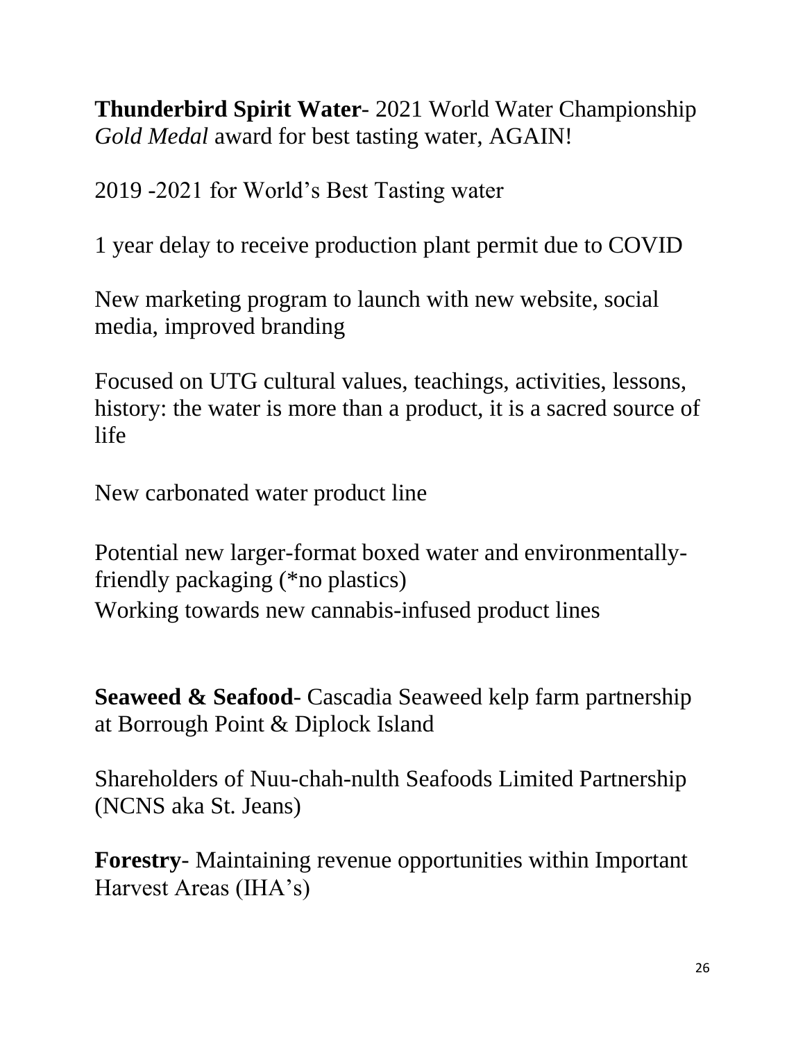**Thunderbird Spirit Water**- 2021 World Water Championship *Gold Medal* award for best tasting water, AGAIN!

2019 -2021 for World's Best Tasting water

1 year delay to receive production plant permit due to COVID

New marketing program to launch with new website, social media, improved branding

Focused on UTG cultural values, teachings, activities, lessons, history: the water is more than a product, it is a sacred source of life

New carbonated water product line

Potential new larger-format boxed water and environmentally-friendly packaging (*no plastics)
Working towards new cannabis-infused product lines

**Seaweed & Seafood**- Cascadia Seaweed kelp farm partnership at Borrough Point & Diplock Island

Shareholders of Nuu-chah-nulth Seafoods Limited Partnership (NCNS aka St. Jeans)

**Forestry**- Maintaining revenue opportunities within Important Harvest Areas (IHA's)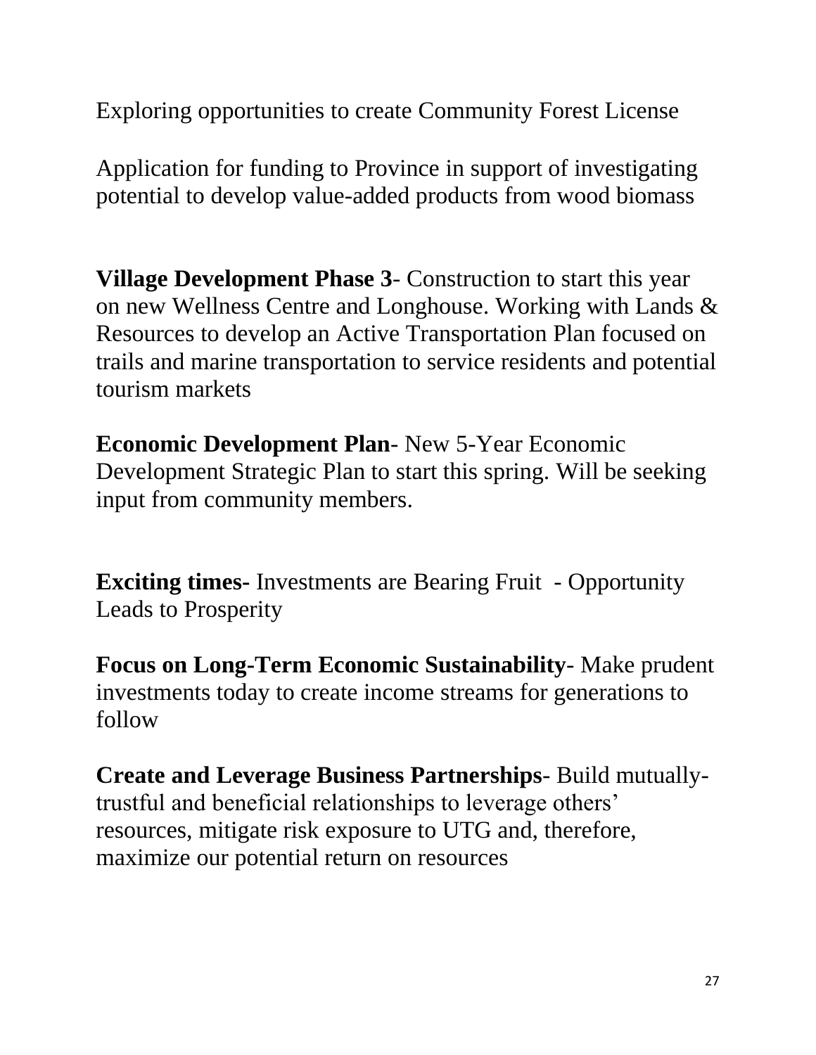Exploring opportunities to create Community Forest License

Application for funding to Province in support of investigating potential to develop value-added products from wood biomass

**Village Development Phase 3**- Construction to start this year on new Wellness Centre and Longhouse. Working with Lands & Resources to develop an Active Transportation Plan focused on trails and marine transportation to service residents and potential tourism markets

**Economic Development Plan**- New 5-Year Economic Development Strategic Plan to start this spring. Will be seeking input from community members.

**Exciting times-** Investments are Bearing Fruit - Opportunity Leads to Prosperity

**Focus on Long-Term Economic Sustainability**- Make prudent investments today to create income streams for generations to follow

**Create and Leverage Business Partnerships**- Build mutually-trustful and beneficial relationships to leverage others' resources, mitigate risk exposure to UTG and, therefore, maximize our potential return on resources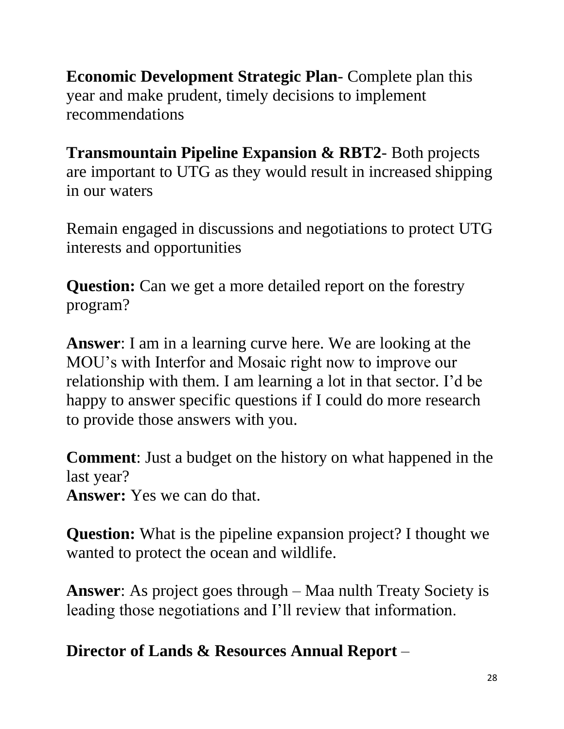**Economic Development Strategic Plan**- Complete plan this year and make prudent, timely decisions to implement recommendations

**Transmountain Pipeline Expansion & RBT2**- Both projects are important to UTG as they would result in increased shipping in our waters

Remain engaged in discussions and negotiations to protect UTG interests and opportunities

**Question:** Can we get a more detailed report on the forestry program?

**Answer**: I am in a learning curve here. We are looking at the MOU's with Interfor and Mosaic right now to improve our relationship with them. I am learning a lot in that sector. I'd be happy to answer specific questions if I could do more research to provide those answers with you.

**Comment**: Just a budget on the history on what happened in the last year?
**Answer:** Yes we can do that.

**Question:** What is the pipeline expansion project? I thought we wanted to protect the ocean and wildlife.

**Answer**: As project goes through – Maa nulth Treaty Society is leading those negotiations and I'll review that information.

**Director of Lands & Resources Annual Report** –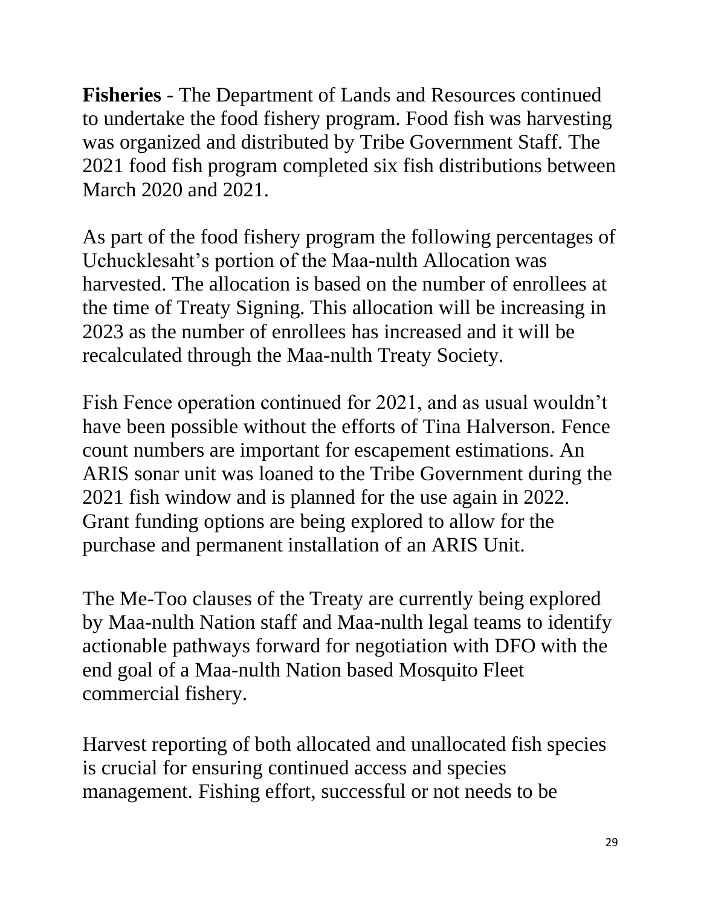**Fisheries** - The Department of Lands and Resources continued to undertake the food fishery program. Food fish was harvesting was organized and distributed by Tribe Government Staff. The 2021 food fish program completed six fish distributions between March 2020 and 2021.

As part of the food fishery program the following percentages of Uchucklesaht's portion of the Maa-nulth Allocation was harvested. The allocation is based on the number of enrollees at the time of Treaty Signing. This allocation will be increasing in 2023 as the number of enrollees has increased and it will be recalculated through the Maa-nulth Treaty Society.

Fish Fence operation continued for 2021, and as usual wouldn't have been possible without the efforts of Tina Halverson. Fence count numbers are important for escapement estimations. An ARIS sonar unit was loaned to the Tribe Government during the 2021 fish window and is planned for the use again in 2022. Grant funding options are being explored to allow for the purchase and permanent installation of an ARIS Unit.

The Me-Too clauses of the Treaty are currently being explored by Maa-nulth Nation staff and Maa-nulth legal teams to identify actionable pathways forward for negotiation with DFO with the end goal of a Maa-nulth Nation based Mosquito Fleet commercial fishery.

Harvest reporting of both allocated and unallocated fish species is crucial for ensuring continued access and species management. Fishing effort, successful or not needs to be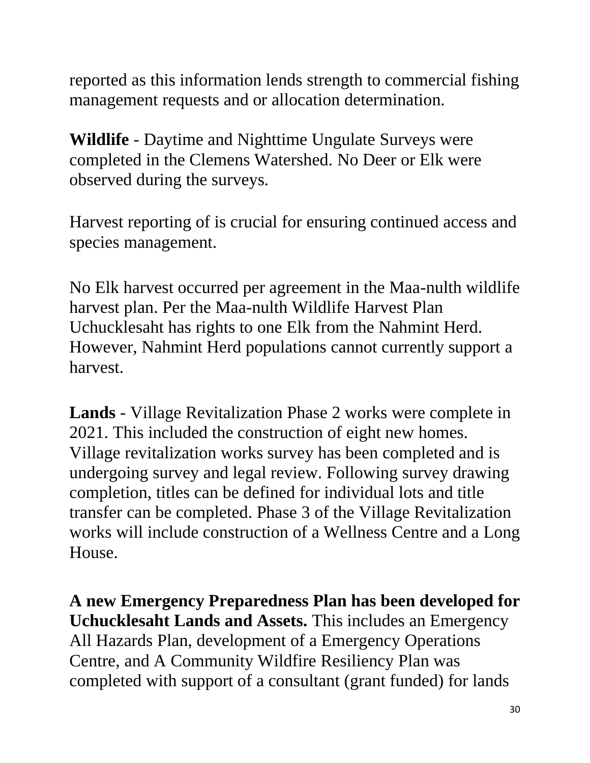reported as this information lends strength to commercial fishing management requests and or allocation determination.

**Wildlife** - Daytime and Nighttime Ungulate Surveys were completed in the Clemens Watershed. No Deer or Elk were observed during the surveys.

Harvest reporting of is crucial for ensuring continued access and species management.

No Elk harvest occurred per agreement in the Maa-nulth wildlife harvest plan. Per the Maa-nulth Wildlife Harvest Plan Uchucklesaht has rights to one Elk from the Nahmint Herd. However, Nahmint Herd populations cannot currently support a harvest.

**Lands** - Village Revitalization Phase 2 works were complete in 2021. This included the construction of eight new homes. Village revitalization works survey has been completed and is undergoing survey and legal review. Following survey drawing completion, titles can be defined for individual lots and title transfer can be completed. Phase 3 of the Village Revitalization works will include construction of a Wellness Centre and a Long House.

**A new Emergency Preparedness Plan has been developed for Uchucklesaht Lands and Assets.** This includes an Emergency All Hazards Plan, development of a Emergency Operations Centre, and A Community Wildfire Resiliency Plan was completed with support of a consultant (grant funded) for lands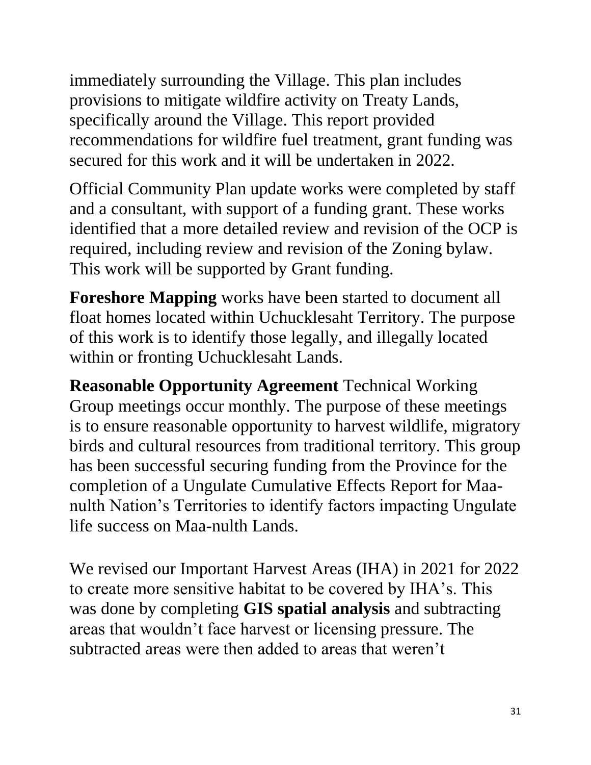immediately surrounding the Village. This plan includes provisions to mitigate wildfire activity on Treaty Lands, specifically around the Village. This report provided recommendations for wildfire fuel treatment, grant funding was secured for this work and it will be undertaken in 2022.

Official Community Plan update works were completed by staff and a consultant, with support of a funding grant. These works identified that a more detailed review and revision of the OCP is required, including review and revision of the Zoning bylaw. This work will be supported by Grant funding.

**Foreshore Mapping** works have been started to document all float homes located within Uchucklesaht Territory. The purpose of this work is to identify those legally, and illegally located within or fronting Uchucklesaht Lands.

**Reasonable Opportunity Agreement** Technical Working Group meetings occur monthly. The purpose of these meetings is to ensure reasonable opportunity to harvest wildlife, migratory birds and cultural resources from traditional territory. This group has been successful securing funding from the Province for the completion of a Ungulate Cumulative Effects Report for Maa-nulth Nation's Territories to identify factors impacting Ungulate life success on Maa-nulth Lands.

We revised our Important Harvest Areas (IHA) in 2021 for 2022 to create more sensitive habitat to be covered by IHA's. This was done by completing **GIS spatial analysis** and subtracting areas that wouldn't face harvest or licensing pressure. The subtracted areas were then added to areas that weren't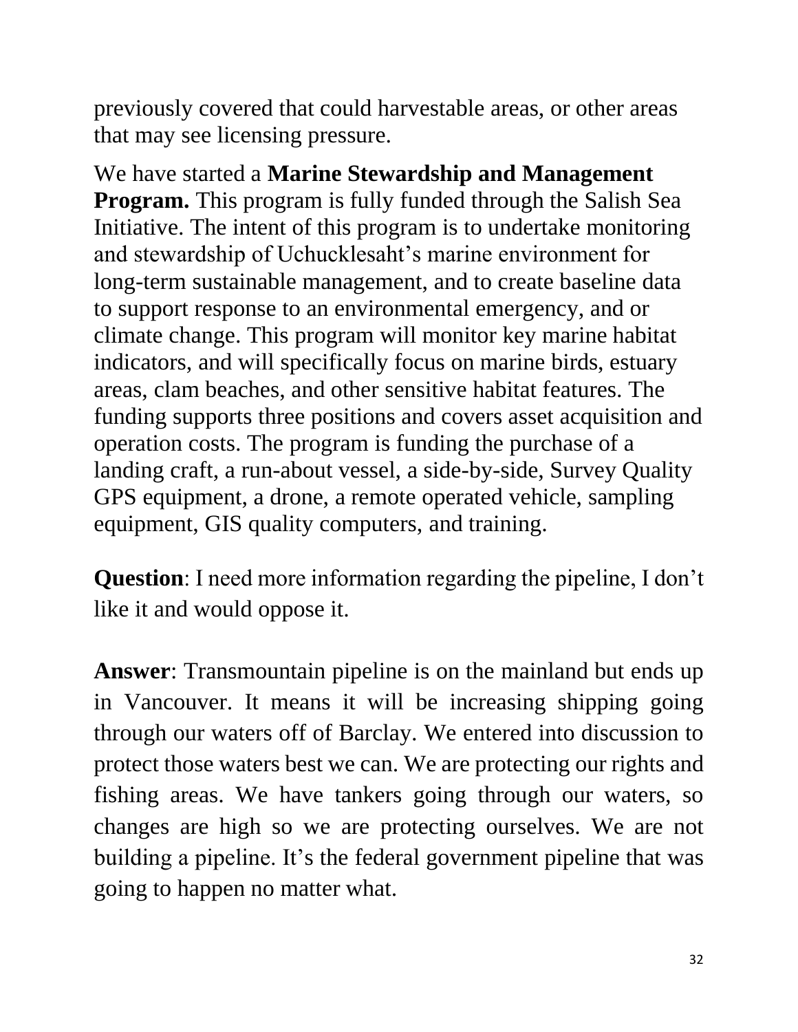previously covered that could harvestable areas, or other areas that may see licensing pressure.

We have started a **Marine Stewardship and Management Program.** This program is fully funded through the Salish Sea Initiative. The intent of this program is to undertake monitoring and stewardship of Uchucklesaht's marine environment for long-term sustainable management, and to create baseline data to support response to an environmental emergency, and or climate change. This program will monitor key marine habitat indicators, and will specifically focus on marine birds, estuary areas, clam beaches, and other sensitive habitat features. The funding supports three positions and covers asset acquisition and operation costs. The program is funding the purchase of a landing craft, a run-about vessel, a side-by-side, Survey Quality GPS equipment, a drone, a remote operated vehicle, sampling equipment, GIS quality computers, and training.

**Question**: I need more information regarding the pipeline, I don't like it and would oppose it.

**Answer**: Transmountain pipeline is on the mainland but ends up in Vancouver. It means it will be increasing shipping going through our waters off of Barclay. We entered into discussion to protect those waters best we can. We are protecting our rights and fishing areas. We have tankers going through our waters, so changes are high so we are protecting ourselves. We are not building a pipeline. It's the federal government pipeline that was going to happen no matter what.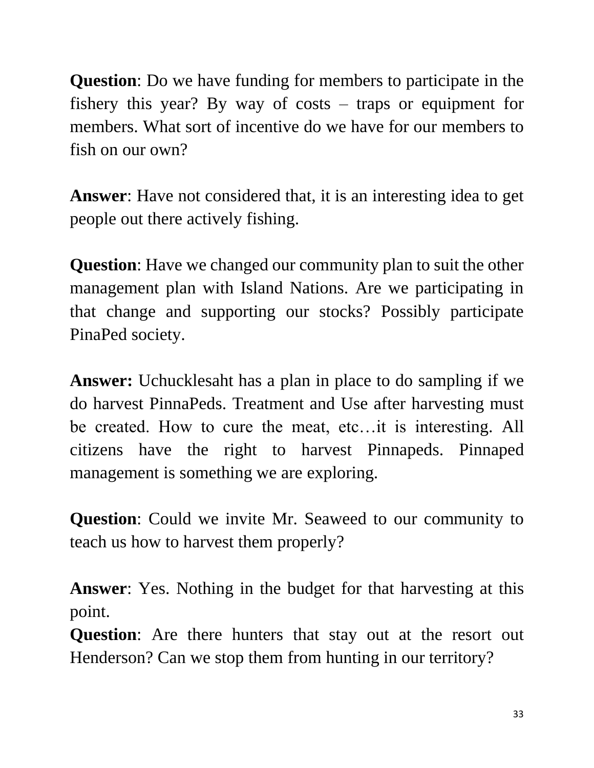**Question**: Do we have funding for members to participate in the fishery this year? By way of costs – traps or equipment for members. What sort of incentive do we have for our members to fish on our own?

**Answer**: Have not considered that, it is an interesting idea to get people out there actively fishing.

**Question**: Have we changed our community plan to suit the other management plan with Island Nations. Are we participating in that change and supporting our stocks? Possibly participate PinaPed society.

**Answer:** Uchucklesaht has a plan in place to do sampling if we do harvest PinnaPeds. Treatment and Use after harvesting must be created. How to cure the meat, etc…it is interesting. All citizens have the right to harvest Pinnapeds. Pinnaped management is something we are exploring.

**Question**: Could we invite Mr. Seaweed to our community to teach us how to harvest them properly?

**Answer**: Yes. Nothing in the budget for that harvesting at this point.

**Question**: Are there hunters that stay out at the resort out Henderson? Can we stop them from hunting in our territory?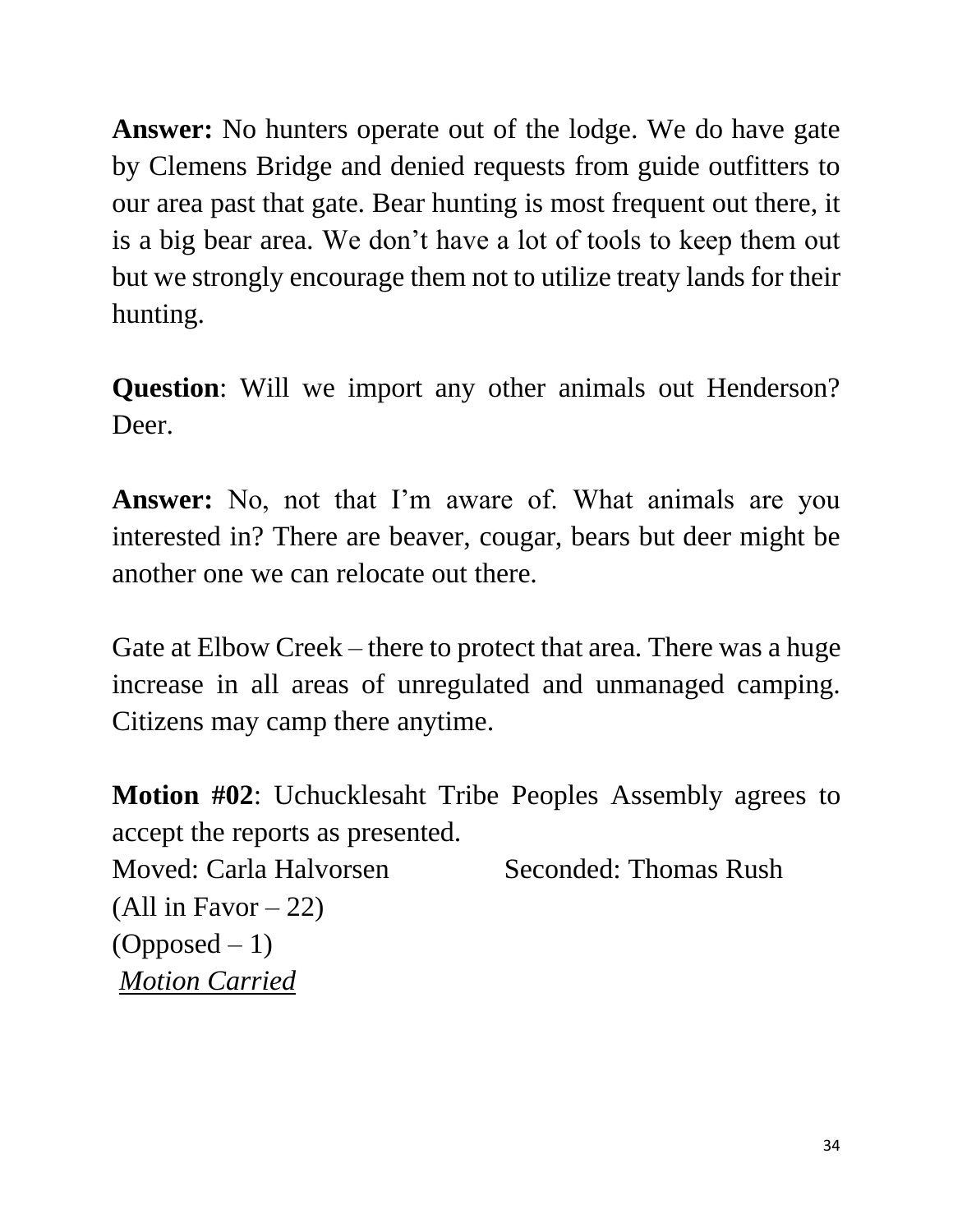**Answer:** No hunters operate out of the lodge. We do have gate by Clemens Bridge and denied requests from guide outfitters to our area past that gate. Bear hunting is most frequent out there, it is a big bear area. We don't have a lot of tools to keep them out but we strongly encourage them not to utilize treaty lands for their hunting.

**Question**: Will we import any other animals out Henderson? Deer.

**Answer:** No, not that I'm aware of. What animals are you interested in? There are beaver, cougar, bears but deer might be another one we can relocate out there.

Gate at Elbow Creek – there to protect that area. There was a huge increase in all areas of unregulated and unmanaged camping. Citizens may camp there anytime.

**Motion #02**: Uchucklesaht Tribe Peoples Assembly agrees to accept the reports as presented.
Moved: Carla Halvorsen Seconded: Thomas Rush
(All in Favor – 22)
(Opposed – 1)
*Motion Carried*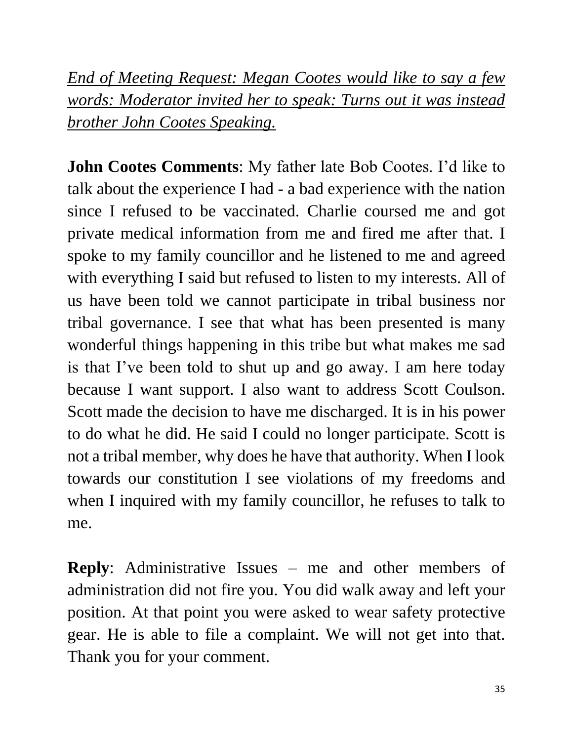*<u>End of Meeting Request: Megan Cootes would like to say a few words: Moderator invited her to speak: Turns out it was instead brother John Cootes Speaking.</u>*

**John Cootes Comments**: My father late Bob Cootes. I'd like to talk about the experience I had - a bad experience with the nation since I refused to be vaccinated. Charlie coursed me and got private medical information from me and fired me after that. I spoke to my family councillor and he listened to me and agreed with everything I said but refused to listen to my interests. All of us have been told we cannot participate in tribal business nor tribal governance. I see that what has been presented is many wonderful things happening in this tribe but what makes me sad is that I've been told to shut up and go away. I am here today because I want support. I also want to address Scott Coulson. Scott made the decision to have me discharged. It is in his power to do what he did. He said I could no longer participate. Scott is not a tribal member, why does he have that authority. When I look towards our constitution I see violations of my freedoms and when I inquired with my family councillor, he refuses to talk to me.

**Reply**: Administrative Issues – me and other members of administration did not fire you. You did walk away and left your position. At that point you were asked to wear safety protective gear. He is able to file a complaint. We will not get into that. Thank you for your comment.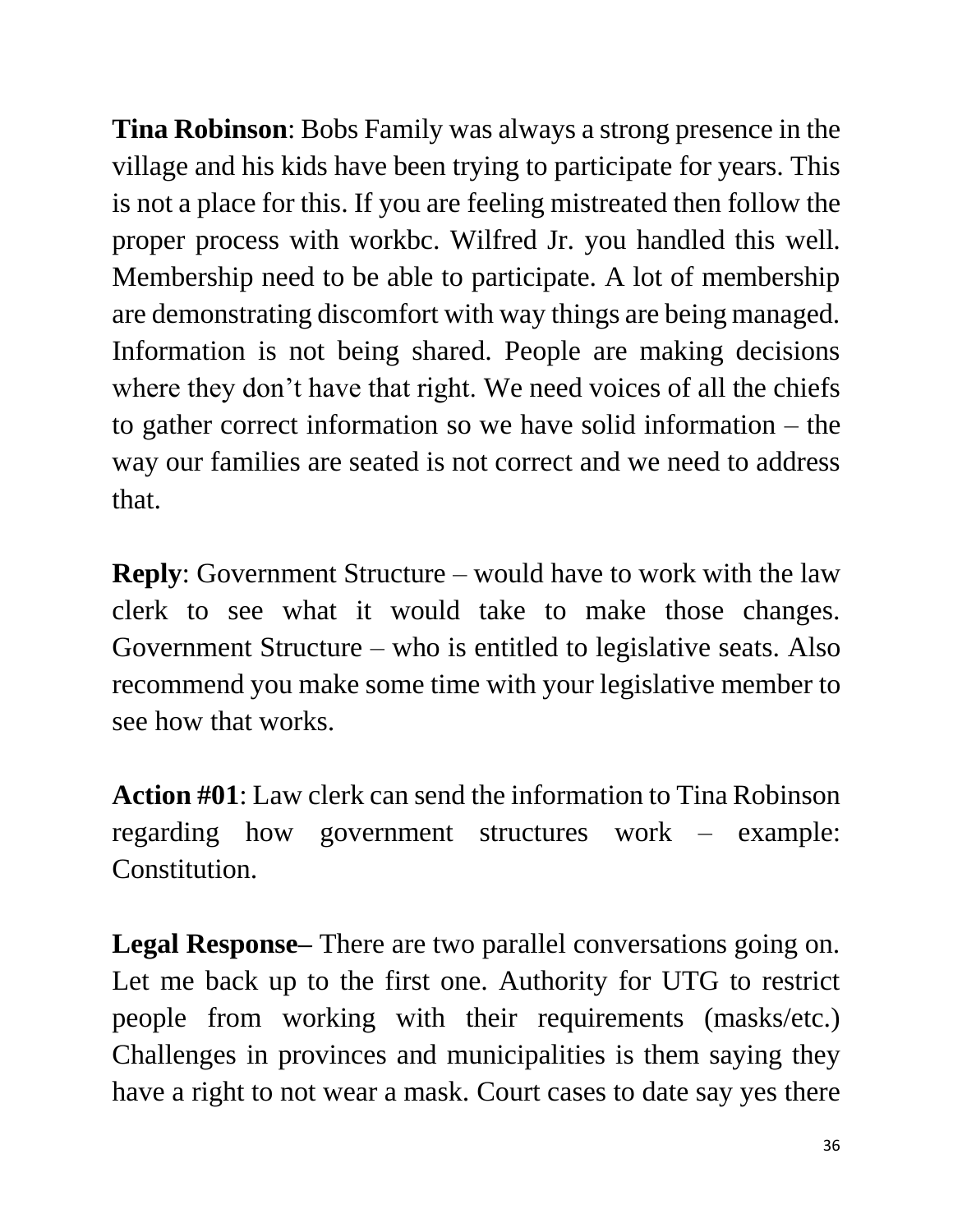**Tina Robinson**: Bobs Family was always a strong presence in the village and his kids have been trying to participate for years. This is not a place for this. If you are feeling mistreated then follow the proper process with workbc. Wilfred Jr. you handled this well. Membership need to be able to participate. A lot of membership are demonstrating discomfort with way things are being managed. Information is not being shared. People are making decisions where they don't have that right. We need voices of all the chiefs to gather correct information so we have solid information – the way our families are seated is not correct and we need to address that.

**Reply**: Government Structure – would have to work with the law clerk to see what it would take to make those changes. Government Structure – who is entitled to legislative seats. Also recommend you make some time with your legislative member to see how that works.

**Action #01**: Law clerk can send the information to Tina Robinson regarding how government structures work – example: Constitution.

**Legal Response**– There are two parallel conversations going on. Let me back up to the first one. Authority for UTG to restrict people from working with their requirements (masks/etc.) Challenges in provinces and municipalities is them saying they have a right to not wear a mask. Court cases to date say yes there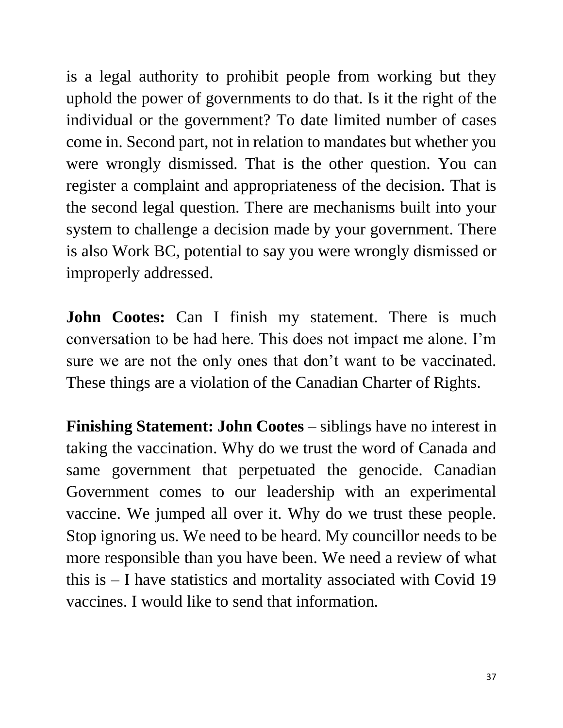is a legal authority to prohibit people from working but they uphold the power of governments to do that. Is it the right of the individual or the government? To date limited number of cases come in. Second part, not in relation to mandates but whether you were wrongly dismissed. That is the other question. You can register a complaint and appropriateness of the decision. That is the second legal question. There are mechanisms built into your system to challenge a decision made by your government. There is also Work BC, potential to say you were wrongly dismissed or improperly addressed.

**John Cootes:** Can I finish my statement. There is much conversation to be had here. This does not impact me alone. I'm sure we are not the only ones that don't want to be vaccinated. These things are a violation of the Canadian Charter of Rights.

**Finishing Statement: John Cootes** – siblings have no interest in taking the vaccination. Why do we trust the word of Canada and same government that perpetuated the genocide. Canadian Government comes to our leadership with an experimental vaccine. We jumped all over it. Why do we trust these people. Stop ignoring us. We need to be heard. My councillor needs to be more responsible than you have been. We need a review of what this is – I have statistics and mortality associated with Covid 19 vaccines. I would like to send that information.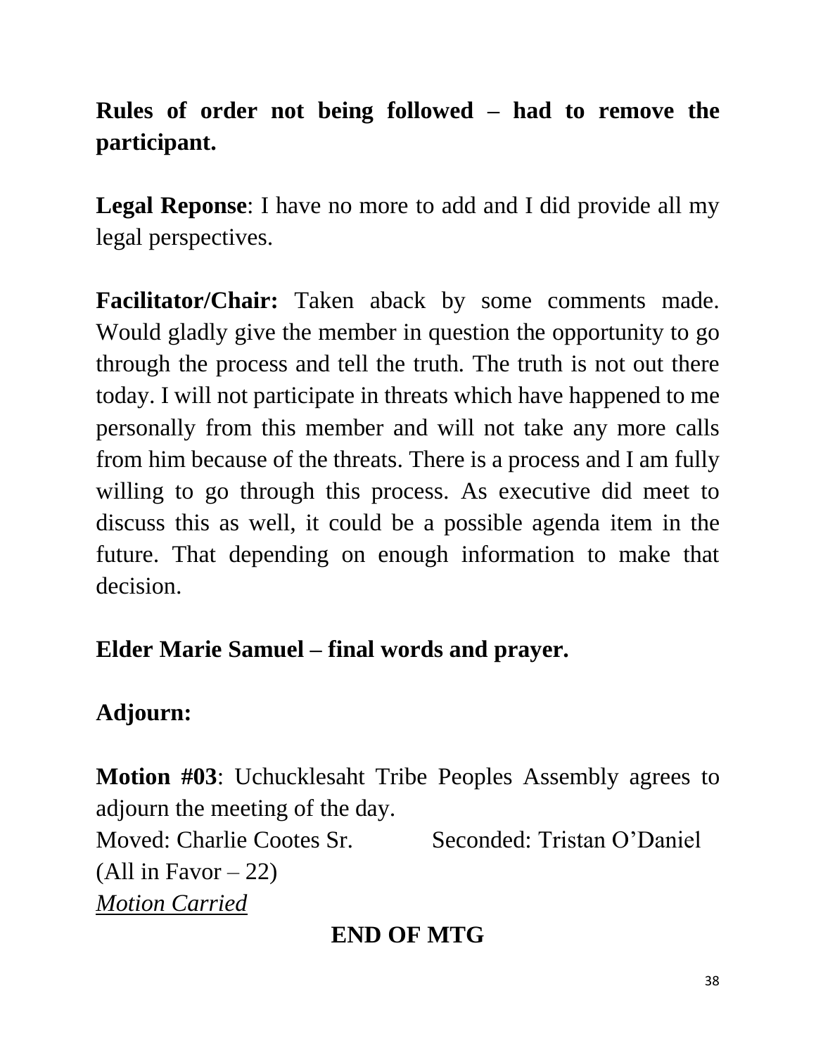**Rules of order not being followed – had to remove the participant.**

**Legal Reponse**: I have no more to add and I did provide all my legal perspectives.

**Facilitator/Chair:** Taken aback by some comments made. Would gladly give the member in question the opportunity to go through the process and tell the truth. The truth is not out there today. I will not participate in threats which have happened to me personally from this member and will not take any more calls from him because of the threats. There is a process and I am fully willing to go through this process. As executive did meet to discuss this as well, it could be a possible agenda item in the future. That depending on enough information to make that decision.

**Elder Marie Samuel – final words and prayer.**

**Adjourn:**

**Motion #03**: Uchucklesaht Tribe Peoples Assembly agrees to adjourn the meeting of the day.
Moved: Charlie Cootes Sr. Seconded: Tristan O'Daniel
(All in Favor – 22)
*Motion Carried*

**END OF MTG**